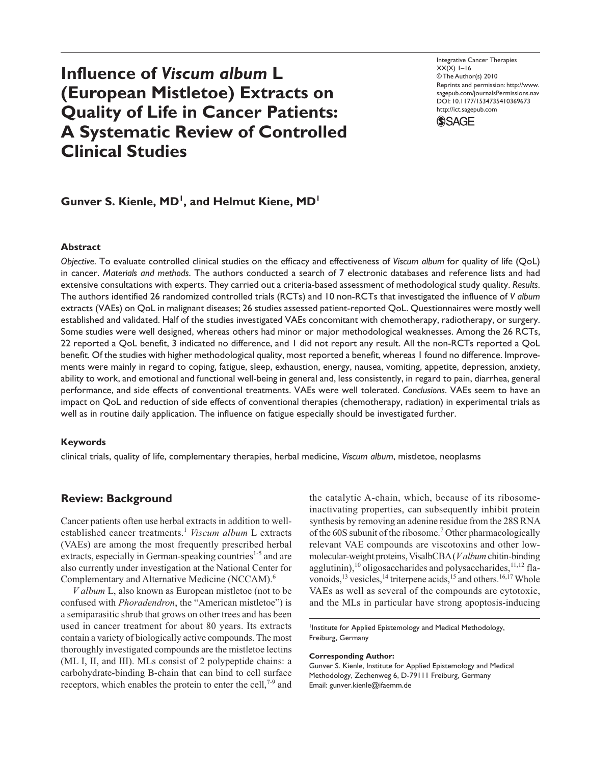# Influence of *Viscum album* L (European Mistletoe) Extracts on Quality of Life in Cancer Patients: A Systematic Review of Controlled Clinical Studies

Integrative Cancer Therapies
XX(X) 1–16
© The Author(s) 2010
Reprints and permission: http://www.sagepub.com/journalsPermissions.nav
DOI: 10.1177/1534735410369673
http://ict.sagepub.com

**Gunver S. Kienle, MD[1], and Helmut Kiene, MD[1]**

### Abstract

*Objective*. To evaluate controlled clinical studies on the efficacy and effectiveness of *Viscum album* for quality of life (QoL) in cancer. *Materials and methods*. The authors conducted a search of 7 electronic databases and reference lists and had extensive consultations with experts. They carried out a criteria-based assessment of methodological study quality. *Results*. The authors identified 26 randomized controlled trials (RCTs) and 10 non-RCTs that investigated the influence of *V album* extracts (VAEs) on QoL in malignant diseases; 26 studies assessed patient-reported QoL. Questionnaires were mostly well established and validated. Half of the studies investigated VAEs concomitant with chemotherapy, radiotherapy, or surgery. Some studies were well designed, whereas others had minor or major methodological weaknesses. Among the 26 RCTs, 22 reported a QoL benefit, 3 indicated no difference, and 1 did not report any result. All the non-RCTs reported a QoL benefit. Of the studies with higher methodological quality, most reported a benefit, whereas 1 found no difference. Improvements were mainly in regard to coping, fatigue, sleep, exhaustion, energy, nausea, vomiting, appetite, depression, anxiety, ability to work, and emotional and functional well-being in general and, less consistently, in regard to pain, diarrhea, general performance, and side effects of conventional treatments. VAEs were well tolerated. *Conclusions*. VAEs seem to have an impact on QoL and reduction of side effects of conventional therapies (chemotherapy, radiation) in experimental trials as well as in routine daily application. The influence on fatigue especially should be investigated further.

### Keywords

clinical trials, quality of life, complementary therapies, herbal medicine, *Viscum album*, mistletoe, neoplasms

## Review: Background

Cancer patients often use herbal extracts in addition to well-established cancer treatments.[1] *Viscum album* L extracts (VAEs) are among the most frequently prescribed herbal extracts, especially in German-speaking countries[1-5] and are also currently under investigation at the National Center for Complementary and Alternative Medicine (NCCAM).[6]

*V album* L, also known as European mistletoe (not to be confused with *Phoradendron*, the "American mistletoe") is a semiparasitic shrub that grows on other trees and has been used in cancer treatment for about 80 years. Its extracts contain a variety of biologically active compounds. The most thoroughly investigated compounds are the mistletoe lectins (ML I, II, and III). MLs consist of 2 polypeptide chains: a carbohydrate-binding B-chain that can bind to cell surface receptors, which enables the protein to enter the cell,[7-9] and the catalytic A-chain, which, because of its ribosome-inactivating properties, can subsequently inhibit protein synthesis by removing an adenine residue from the 28S RNA of the 60S subunit of the ribosome.[7] Other pharmacologically relevant VAE compounds are viscotoxins and other low-molecular-weight proteins, VisalbCBA (*V album* chitin-binding agglutinin),[10] oligosaccharides and polysaccharides,[11,12] flavonoids,[13] vesicles,[14] triterpene acids,[15] and others.[16,17] Whole VAEs as well as several of the compounds are cytotoxic, and the MLs in particular have strong apoptosis-inducing

[1]Institute for Applied Epistemology and Medical Methodology, Freiburg, Germany

**Corresponding Author:**
Gunver S. Kienle, Institute for Applied Epistemology and Medical Methodology, Zechenweg 6, D-79111 Freiburg, Germany
Email: gunver.kienle@ifaemm.de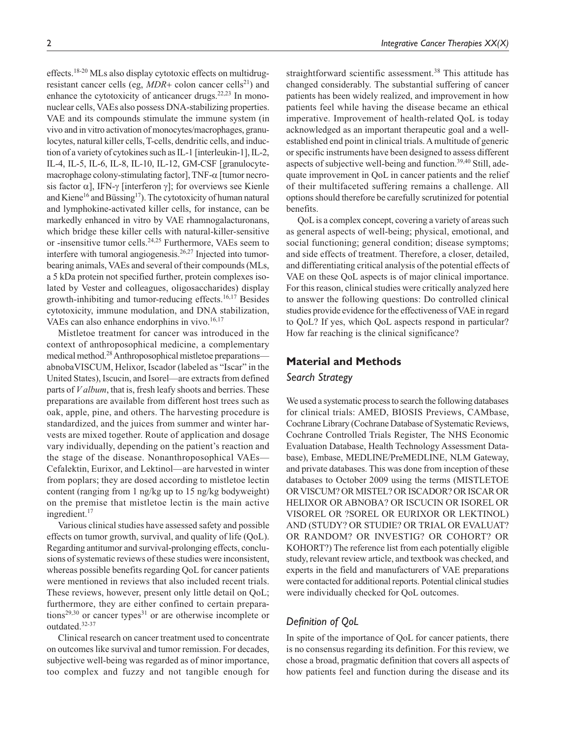effects.[18-20] MLs also display cytotoxic effects on multidrug-resistant cancer cells (eg, *MDR*+ colon cancer cells[21]) and enhance the cytotoxicity of anticancer drugs.[22,23] In mononuclear cells, VAEs also possess DNA-stabilizing properties. VAE and its compounds stimulate the immune system (in vivo and in vitro activation of monocytes/macrophages, granulocytes, natural killer cells, T-cells, dendritic cells, and induction of a variety of cytokines such as IL-1 [interleukin-1], IL-2, IL-4, IL-5, IL-6, IL-8, IL-10, IL-12, GM-CSF [granulocyte-macrophage colony-stimulating factor], TNF-α [tumor necrosis factor α], IFN-γ [interferon γ]; for overviews see Kienle and Kiene[16] and Büssing[17]). The cytotoxicity of human natural and lymphokine-activated killer cells, for instance, can be markedly enhanced in vitro by VAE rhamnogalacturonans, which bridge these killer cells with natural-killer-sensitive or -insensitive tumor cells.[24,25] Furthermore, VAEs seem to interfere with tumoral angiogenesis.[26,27] Injected into tumor-bearing animals, VAEs and several of their compounds (MLs, a 5 kDa protein not specified further, protein complexes isolated by Vester and colleagues, oligosaccharides) display growth-inhibiting and tumor-reducing effects.[16,17] Besides cytotoxicity, immune modulation, and DNA stabilization, VAEs can also enhance endorphins in vivo.[16,17]

Mistletoe treatment for cancer was introduced in the context of anthroposophical medicine, a complementary medical method.[28] Anthroposophical mistletoe preparations—abnobaVISCUM, Helixor, Iscador (labeled as "Iscar" in the United States), Iscucin, and Isorel—are extracts from defined parts of *V album*, that is, fresh leafy shoots and berries. These preparations are available from different host trees such as oak, apple, pine, and others. The harvesting procedure is standardized, and the juices from summer and winter harvests are mixed together. Route of application and dosage vary individually, depending on the patient's reaction and the stage of the disease. Nonanthroposophical VAEs—Cefalektin, Eurixor, and Lektinol—are harvested in winter from poplars; they are dosed according to mistletoe lectin content (ranging from 1 ng/kg up to 15 ng/kg bodyweight) on the premise that mistletoe lectin is the main active ingredient.[17]

Various clinical studies have assessed safety and possible effects on tumor growth, survival, and quality of life (QoL). Regarding antitumor and survival-prolonging effects, conclusions of systematic reviews of these studies were inconsistent, whereas possible benefits regarding QoL for cancer patients were mentioned in reviews that also included recent trials. These reviews, however, present only little detail on QoL; furthermore, they are either confined to certain preparations[29,30] or cancer types[31] or are otherwise incomplete or outdated.[32-37]

Clinical research on cancer treatment used to concentrate on outcomes like survival and tumor remission. For decades, subjective well-being was regarded as of minor importance, too complex and fuzzy and not tangible enough for straightforward scientific assessment.[38] This attitude has changed considerably. The substantial suffering of cancer patients has been widely realized, and improvement in how patients feel while having the disease became an ethical imperative. Improvement of health-related QoL is today acknowledged as an important therapeutic goal and a well-established end point in clinical trials. A multitude of generic or specific instruments have been designed to assess different aspects of subjective well-being and function.[39,40] Still, adequate improvement in QoL in cancer patients and the relief of their multifaceted suffering remains a challenge. All options should therefore be carefully scrutinized for potential benefits.

QoL is a complex concept, covering a variety of areas such as general aspects of well-being; physical, emotional, and social functioning; general condition; disease symptoms; and side effects of treatment. Therefore, a closer, detailed, and differentiating critical analysis of the potential effects of VAE on these QoL aspects is of major clinical importance. For this reason, clinical studies were critically analyzed here to answer the following questions: Do controlled clinical studies provide evidence for the effectiveness of VAE in regard to QoL? If yes, which QoL aspects respond in particular? How far reaching is the clinical significance?

## Material and Methods

### Search Strategy

We used a systematic process to search the following databases for clinical trials: AMED, BIOSIS Previews, CAMbase, Cochrane Library (Cochrane Database of Systematic Reviews, Cochrane Controlled Trials Register, The NHS Economic Evaluation Database, Health Technology Assessment Database), Embase, MEDLINE/PreMEDLINE, NLM Gateway, and private databases. This was done from inception of these databases to October 2009 using the terms (MISTLETOE OR VISCUM? OR MISTEL? OR ISCADOR? OR ISCAR OR HELIXOR OR ABNOBA? OR ISCUCIN OR ISOREL OR VISOREL OR ?SOREL OR EURIXOR OR LEKTINOL) AND (STUDY? OR STUDIE? OR TRIAL OR EVALUAT? OR RANDOM? OR INVESTIG? OR COHORT? OR KOHORT?) The reference list from each potentially eligible study, relevant review article, and textbook was checked, and experts in the field and manufacturers of VAE preparations were contacted for additional reports. Potential clinical studies were individually checked for QoL outcomes.

### Definition of QoL

In spite of the importance of QoL for cancer patients, there is no consensus regarding its definition. For this review, we chose a broad, pragmatic definition that covers all aspects of how patients feel and function during the disease and its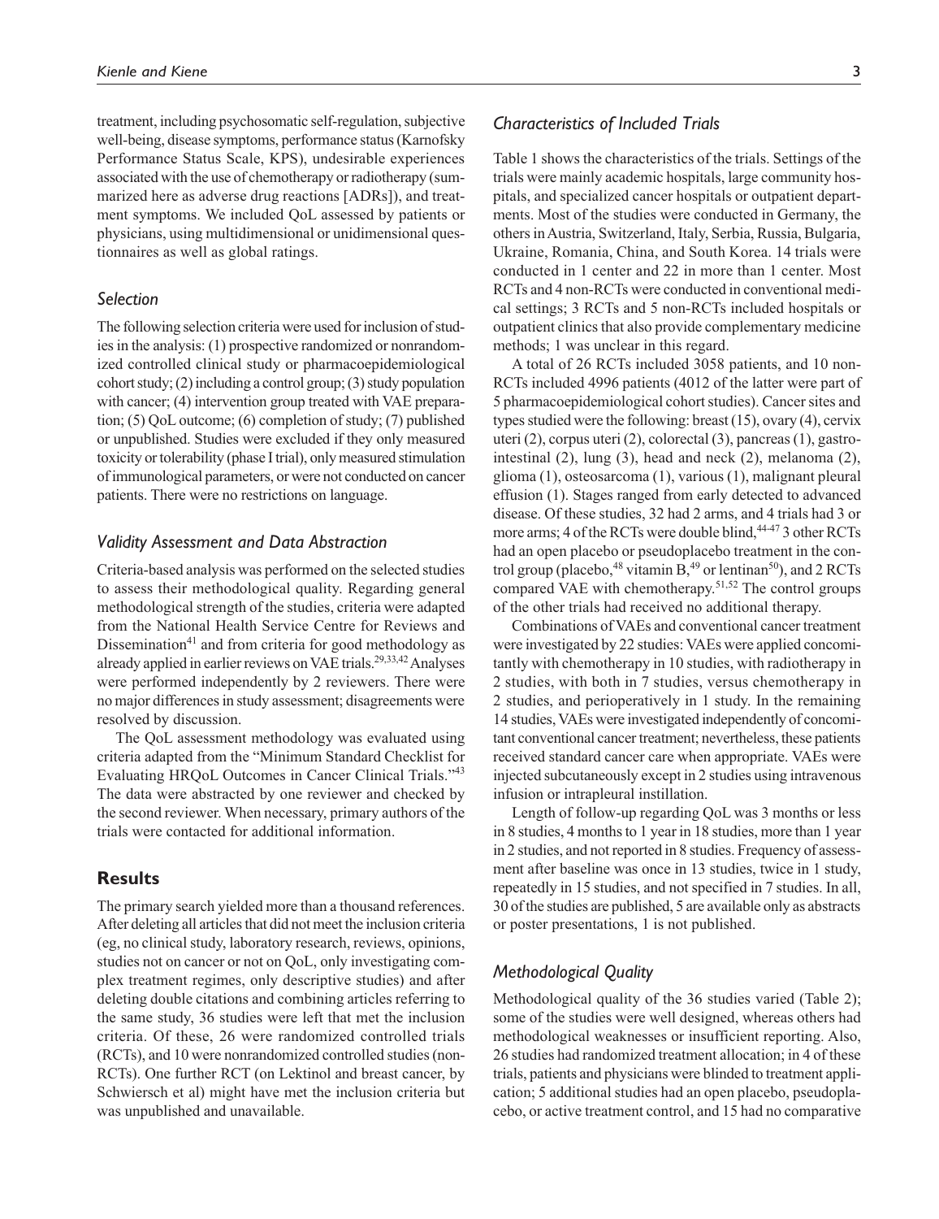treatment, including psychosomatic self-regulation, subjective well-being, disease symptoms, performance status (Karnofsky Performance Status Scale, KPS), undesirable experiences associated with the use of chemotherapy or radiotherapy (summarized here as adverse drug reactions [ADRs]), and treatment symptoms. We included QoL assessed by patients or physicians, using multidimensional or unidimensional questionnaires as well as global ratings.

### Selection

The following selection criteria were used for inclusion of studies in the analysis: (1) prospective randomized or nonrandomized controlled clinical study or pharmacoepidemiological cohort study; (2) including a control group; (3) study population with cancer; (4) intervention group treated with VAE preparation; (5) QoL outcome; (6) completion of study; (7) published or unpublished. Studies were excluded if they only measured toxicity or tolerability (phase I trial), only measured stimulation of immunological parameters, or were not conducted on cancer patients. There were no restrictions on language.

### Validity Assessment and Data Abstraction

Criteria-based analysis was performed on the selected studies to assess their methodological quality. Regarding general methodological strength of the studies, criteria were adapted from the National Health Service Centre for Reviews and Dissemination[41] and from criteria for good methodology as already applied in earlier reviews on VAE trials.[29,33,42] Analyses were performed independently by 2 reviewers. There were no major differences in study assessment; disagreements were resolved by discussion.

The QoL assessment methodology was evaluated using criteria adapted from the "Minimum Standard Checklist for Evaluating HRQoL Outcomes in Cancer Clinical Trials."[43] The data were abstracted by one reviewer and checked by the second reviewer. When necessary, primary authors of the trials were contacted for additional information.

## Results

The primary search yielded more than a thousand references. After deleting all articles that did not meet the inclusion criteria (eg, no clinical study, laboratory research, reviews, opinions, studies not on cancer or not on QoL, only investigating complex treatment regimes, only descriptive studies) and after deleting double citations and combining articles referring to the same study, 36 studies were left that met the inclusion criteria. Of these, 26 were randomized controlled trials (RCTs), and 10 were nonrandomized controlled studies (non-RCTs). One further RCT (on Lektinol and breast cancer, by Schwiersch et al) might have met the inclusion criteria but was unpublished and unavailable.

### Characteristics of Included Trials

Table 1 shows the characteristics of the trials. Settings of the trials were mainly academic hospitals, large community hospitals, and specialized cancer hospitals or outpatient departments. Most of the studies were conducted in Germany, the others in Austria, Switzerland, Italy, Serbia, Russia, Bulgaria, Ukraine, Romania, China, and South Korea. 14 trials were conducted in 1 center and 22 in more than 1 center. Most RCTs and 4 non-RCTs were conducted in conventional medical settings; 3 RCTs and 5 non-RCTs included hospitals or outpatient clinics that also provide complementary medicine methods; 1 was unclear in this regard.

A total of 26 RCTs included 3058 patients, and 10 non-RCTs included 4996 patients (4012 of the latter were part of 5 pharmacoepidemiological cohort studies). Cancer sites and types studied were the following: breast (15), ovary (4), cervix uteri (2), corpus uteri (2), colorectal (3), pancreas (1), gastrointestinal (2), lung (3), head and neck (2), melanoma (2), glioma (1), osteosarcoma (1), various (1), malignant pleural effusion (1). Stages ranged from early detected to advanced disease. Of these studies, 32 had 2 arms, and 4 trials had 3 or more arms; 4 of the RCTs were double blind,[44-47] 3 other RCTs had an open placebo or pseudoplacebo treatment in the control group (placebo,[48] vitamin B,[49] or lentinan[50]), and 2 RCTs compared VAE with chemotherapy.[51,52] The control groups of the other trials had received no additional therapy.

Combinations of VAEs and conventional cancer treatment were investigated by 22 studies: VAEs were applied concomitantly with chemotherapy in 10 studies, with radiotherapy in 2 studies, with both in 7 studies, versus chemotherapy in 2 studies, and perioperatively in 1 study. In the remaining 14 studies, VAEs were investigated independently of concomitant conventional cancer treatment; nevertheless, these patients received standard cancer care when appropriate. VAEs were injected subcutaneously except in 2 studies using intravenous infusion or intrapleural instillation.

Length of follow-up regarding QoL was 3 months or less in 8 studies, 4 months to 1 year in 18 studies, more than 1 year in 2 studies, and not reported in 8 studies. Frequency of assessment after baseline was once in 13 studies, twice in 1 study, repeatedly in 15 studies, and not specified in 7 studies. In all, 30 of the studies are published, 5 are available only as abstracts or poster presentations, 1 is not published.

### Methodological Quality

Methodological quality of the 36 studies varied (Table 2); some of the studies were well designed, whereas others had methodological weaknesses or insufficient reporting. Also, 26 studies had randomized treatment allocation; in 4 of these trials, patients and physicians were blinded to treatment application; 5 additional studies had an open placebo, pseudoplacebo, or active treatment control, and 15 had no comparative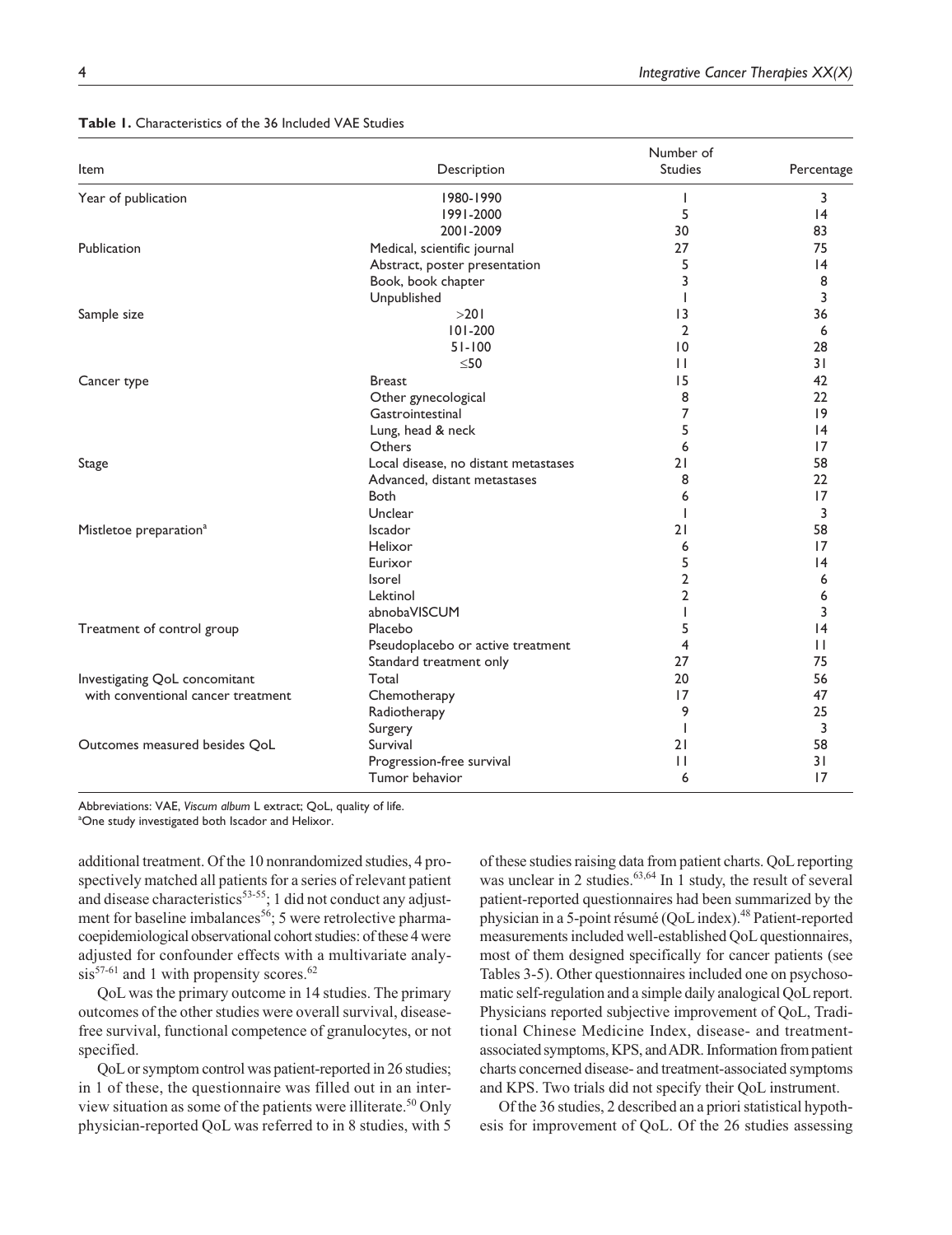**Table 1.** Characteristics of the 36 Included VAE Studies

| Item | Description | Number of Studies | Percentage |
|---|---|---|---|
| Year of publication | 1980-1990 | 1 | 3 |
| | 1991-2000 | 5 | 14 |
| | 2001-2009 | 30 | 83 |
| Publication | Medical, scientific journal | 27 | 75 |
| | Abstract, poster presentation | 5 | 14 |
| | Book, book chapter | 3 | 8 |
| | Unpublished | 1 | 3 |
| Sample size | >201 | 13 | 36 |
| | 101-200 | 2 | 6 |
| | 51-100 | 10 | 28 |
| | ≤50 | 11 | 31 |
| Cancer type | Breast | 15 | 42 |
| | Other gynecological | 8 | 22 |
| | Gastrointestinal | 7 | 19 |
| | Lung, head & neck | 5 | 14 |
| | Others | 6 | 17 |
| Stage | Local disease, no distant metastases | 21 | 58 |
| | Advanced, distant metastases | 8 | 22 |
| | Both | 6 | 17 |
| | Unclear | 1 | 3 |
| Mistletoe preparation[a] | Iscador | 21 | 58 |
| | Helixor | 6 | 17 |
| | Eurixor | 5 | 14 |
| | Isorel | 2 | 6 |
| | Lektinol | 2 | 6 |
| | abnobaVISCUM | 1 | 3 |
| Treatment of control group | Placebo | 5 | 14 |
| | Pseudoplacebo or active treatment | 4 | 11 |
| | Standard treatment only | 27 | 75 |
| Investigating QoL concomitant with conventional cancer treatment | Total | 20 | 56 |
| | Chemotherapy | 17 | 47 |
| | Radiotherapy | 9 | 25 |
| | Surgery | 1 | 3 |
| Outcomes measured besides QoL | Survival | 21 | 58 |
| | Progression-free survival | 11 | 31 |
| | Tumor behavior | 6 | 17 |

Abbreviations: VAE, *Viscum album* L extract; QoL, quality of life.
[a]One study investigated both Iscador and Helixor.

additional treatment. Of the 10 nonrandomized studies, 4 prospectively matched all patients for a series of relevant patient and disease characteristics[53-55]; 1 did not conduct any adjustment for baseline imbalances[56]; 5 were retrolective pharmacoepidemiological observational cohort studies: of these 4 were adjusted for confounder effects with a multivariate analysis[57-61] and 1 with propensity scores.[62]

QoL was the primary outcome in 14 studies. The primary outcomes of the other studies were overall survival, disease-free survival, functional competence of granulocytes, or not specified.

QoL or symptom control was patient-reported in 26 studies; in 1 of these, the questionnaire was filled out in an interview situation as some of the patients were illiterate.[50] Only physician-reported QoL was referred to in 8 studies, with 5 of these studies raising data from patient charts. QoL reporting was unclear in 2 studies.[63,64] In 1 study, the result of several patient-reported questionnaires had been summarized by the physician in a 5-point résumé (QoL index).[48] Patient-reported measurements included well-established QoL questionnaires, most of them designed specifically for cancer patients (see Tables 3-5). Other questionnaires included one on psychosomatic self-regulation and a simple daily analogical QoL report. Physicians reported subjective improvement of QoL, Traditional Chinese Medicine Index, disease- and treatment-associated symptoms, KPS, and ADR. Information from patient charts concerned disease- and treatment-associated symptoms and KPS. Two trials did not specify their QoL instrument.

Of the 36 studies, 2 described an a priori statistical hypothesis for improvement of QoL. Of the 26 studies assessing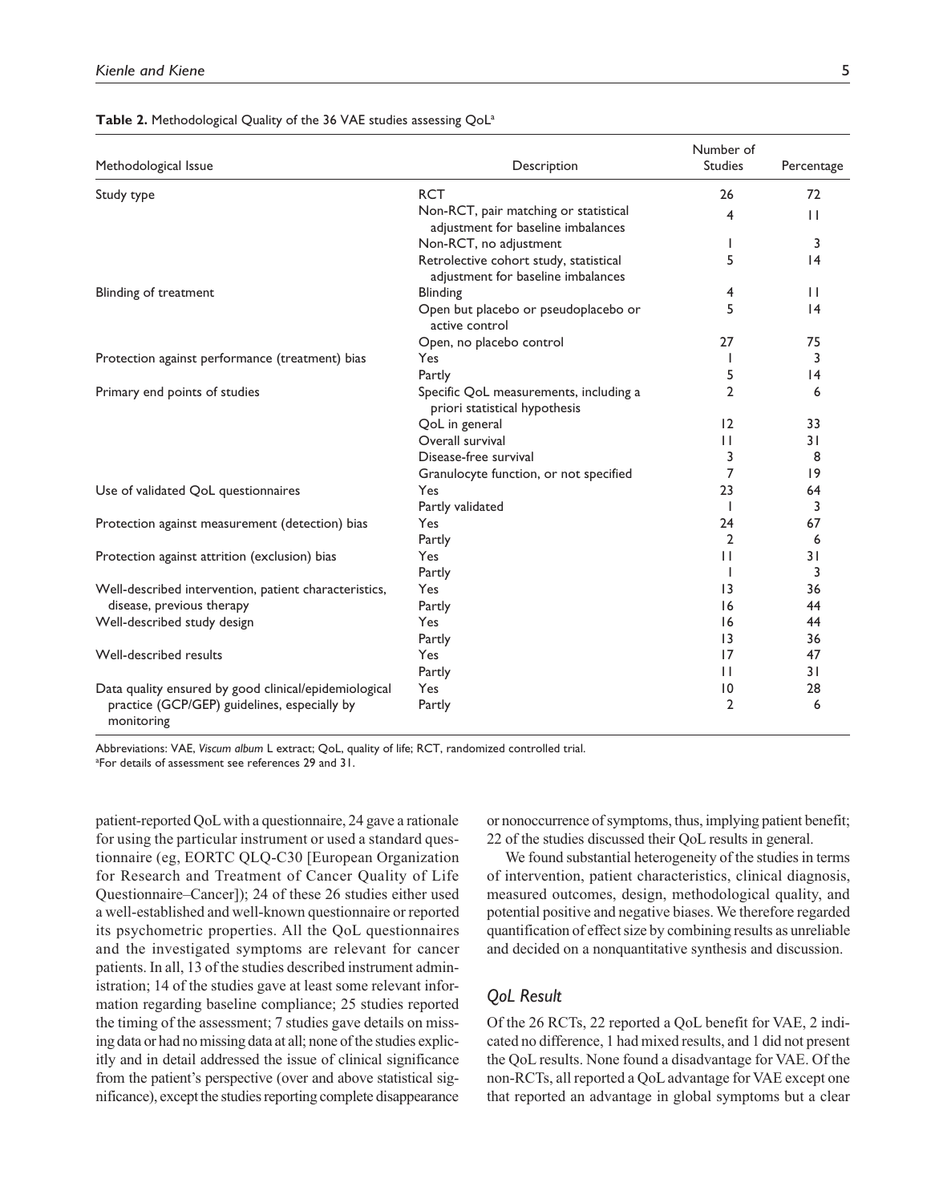**Table 2.** Methodological Quality of the 36 VAE studies assessing QoL[a]

| Methodological Issue | Description | Number of Studies | Percentage |
|---|---|---|---|
| Study type | RCT | 26 | 72 |
| | Non-RCT, pair matching or statistical adjustment for baseline imbalances | 4 | 11 |
| | Non-RCT, no adjustment | 1 | 3 |
| | Retrolective cohort study, statistical adjustment for baseline imbalances | 5 | 14 |
| Blinding of treatment | Blinding | 4 | 11 |
| | Open but placebo or pseudoplacebo or active control | 5 | 14 |
| | Open, no placebo control | 27 | 75 |
| Protection against performance (treatment) bias | Yes | 1 | 3 |
| | Partly | 5 | 14 |
| Primary end points of studies | Specific QoL measurements, including a priori statistical hypothesis | 2 | 6 |
| | QoL in general | 12 | 33 |
| | Overall survival | 11 | 31 |
| | Disease-free survival | 3 | 8 |
| | Granulocyte function, or not specified | 7 | 19 |
| Use of validated QoL questionnaires | Yes | 23 | 64 |
| | Partly validated | 1 | 3 |
| Protection against measurement (detection) bias | Yes | 24 | 67 |
| | Partly | 2 | 6 |
| Protection against attrition (exclusion) bias | Yes | 11 | 31 |
| | Partly | 1 | 3 |
| Well-described intervention, patient characteristics, disease, previous therapy | Yes | 13 | 36 |
| | Partly | 16 | 44 |
| Well-described study design | Yes | 16 | 44 |
| | Partly | 13 | 36 |
| Well-described results | Yes | 17 | 47 |
| | Partly | 11 | 31 |
| Data quality ensured by good clinical/epidemiological practice (GCP/GEP) guidelines, especially by monitoring | Yes | 10 | 28 |
| | Partly | 2 | 6 |

Abbreviations: VAE, *Viscum album* L extract; QoL, quality of life; RCT, randomized controlled trial.
[a]For details of assessment see references 29 and 31.

patient-reported QoL with a questionnaire, 24 gave a rationale for using the particular instrument or used a standard questionnaire (eg, EORTC QLQ-C30 [European Organization for Research and Treatment of Cancer Quality of Life Questionnaire–Cancer]); 24 of these 26 studies either used a well-established and well-known questionnaire or reported its psychometric properties. All the QoL questionnaires and the investigated symptoms are relevant for cancer patients. In all, 13 of the studies described instrument administration; 14 of the studies gave at least some relevant information regarding baseline compliance; 25 studies reported the timing of the assessment; 7 studies gave details on missing data or had no missing data at all; none of the studies explicitly and in detail addressed the issue of clinical significance from the patient's perspective (over and above statistical significance), except the studies reporting complete disappearance or nonoccurrence of symptoms, thus, implying patient benefit; 22 of the studies discussed their QoL results in general.

We found substantial heterogeneity of the studies in terms of intervention, patient characteristics, clinical diagnosis, measured outcomes, design, methodological quality, and potential positive and negative biases. We therefore regarded quantification of effect size by combining results as unreliable and decided on a nonquantitative synthesis and discussion.

### *QoL Result*

Of the 26 RCTs, 22 reported a QoL benefit for VAE, 2 indicated no difference, 1 had mixed results, and 1 did not present the QoL results. None found a disadvantage for VAE. Of the non-RCTs, all reported a QoL advantage for VAE except one that reported an advantage in global symptoms but a clear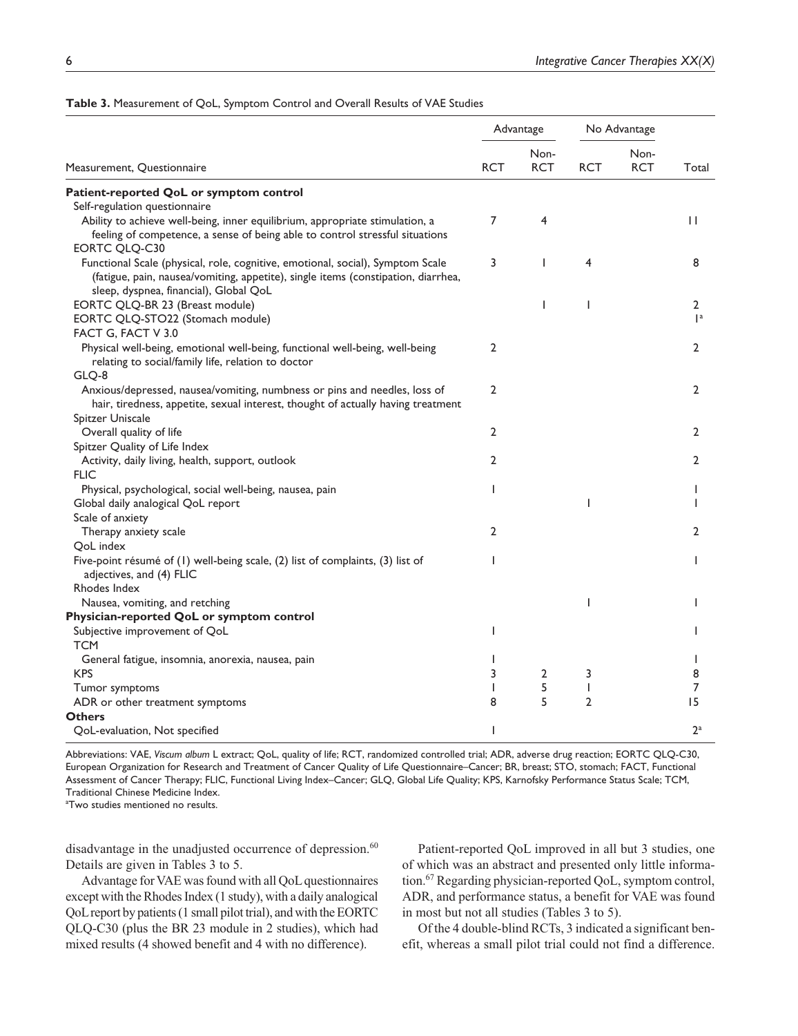**Table 3.** Measurement of QoL, Symptom Control and Overall Results of VAE Studies

| Measurement, Questionnaire | Advantage | | No Advantage | | |
|---|---|---|---|---|---|
| | RCT | Non-RCT | RCT | Non-RCT | Total |
| **Patient-reported QoL or symptom control** | | | | | |
| Self-regulation questionnaire | | | | | |
| Ability to achieve well-being, inner equilibrium, appropriate stimulation, a feeling of competence, a sense of being able to control stressful situations | 7 | 4 | | | 11 |
| EORTC QLQ-C30 | | | | | |
| Functional Scale (physical, role, cognitive, emotional, social), Symptom Scale (fatigue, pain, nausea/vomiting, appetite), single items (constipation, diarrhea, sleep, dyspnea, financial), Global QoL | 3 | 1 | 4 | | 8 |
| EORTC QLQ-BR 23 (Breast module) | | 1 | 1 | | 2 |
| EORTC QLQ-STO22 (Stomach module) | | | | | 1[a] |
| FACT G, FACT V 3.0 | | | | | |
| Physical well-being, emotional well-being, functional well-being, well-being relating to social/family life, relation to doctor | 2 | | | | 2 |
| GLQ-8 | | | | | |
| Anxious/depressed, nausea/vomiting, numbness or pins and needles, loss of hair, tiredness, appetite, sexual interest, thought of actually having treatment | 2 | | | | 2 |
| Spitzer Uniscale | | | | | |
| Overall quality of life | 2 | | | | 2 |
| Spitzer Quality of Life Index | | | | | |
| Activity, daily living, health, support, outlook | 2 | | | | 2 |
| FLIC | | | | | |
| Physical, psychological, social well-being, nausea, pain | 1 | | | | 1 |
| Global daily analogical QoL report | | | 1 | | 1 |
| Scale of anxiety | | | | | |
| Therapy anxiety scale | 2 | | | | 2 |
| QoL index | | | | | |
| Five-point résumé of (1) well-being scale, (2) list of complaints, (3) list of adjectives, and (4) FLIC | 1 | | | | 1 |
| Rhodes Index | | | | | |
| Nausea, vomiting, and retching | | | 1 | | 1 |
| **Physician-reported QoL or symptom control** | | | | | |
| Subjective improvement of QoL | 1 | | | | 1 |
| TCM | | | | | |
| General fatigue, insomnia, anorexia, nausea, pain | 1 | | | | 1 |
| KPS | 3 | 2 | 3 | | 8 |
| Tumor symptoms | 1 | 5 | 1 | | 7 |
| ADR or other treatment symptoms | 8 | 5 | 2 | | 15 |
| **Others** | | | | | |
| QoL-evaluation, Not specified | 1 | | | | 2[a] |

Abbreviations: VAE, *Viscum album* L extract; QoL, quality of life; RCT, randomized controlled trial; ADR, adverse drug reaction; EORTC QLQ-C30, European Organization for Research and Treatment of Cancer Quality of Life Questionnaire–Cancer; BR, breast; STO, stomach; FACT, Functional Assessment of Cancer Therapy; FLIC, Functional Living Index–Cancer; GLQ, Global Life Quality; KPS, Karnofsky Performance Status Scale; TCM, Traditional Chinese Medicine Index.

[a]Two studies mentioned no results.

disadvantage in the unadjusted occurrence of depression.[60] Details are given in Tables 3 to 5.

Advantage for VAE was found with all QoL questionnaires except with the Rhodes Index (1 study), with a daily analogical QoL report by patients (1 small pilot trial), and with the EORTC QLQ-C30 (plus the BR 23 module in 2 studies), which had mixed results (4 showed benefit and 4 with no difference).

Patient-reported QoL improved in all but 3 studies, one of which was an abstract and presented only little information.[67] Regarding physician-reported QoL, symptom control, ADR, and performance status, a benefit for VAE was found in most but not all studies (Tables 3 to 5).

Of the 4 double-blind RCTs, 3 indicated a significant benefit, whereas a small pilot trial could not find a difference.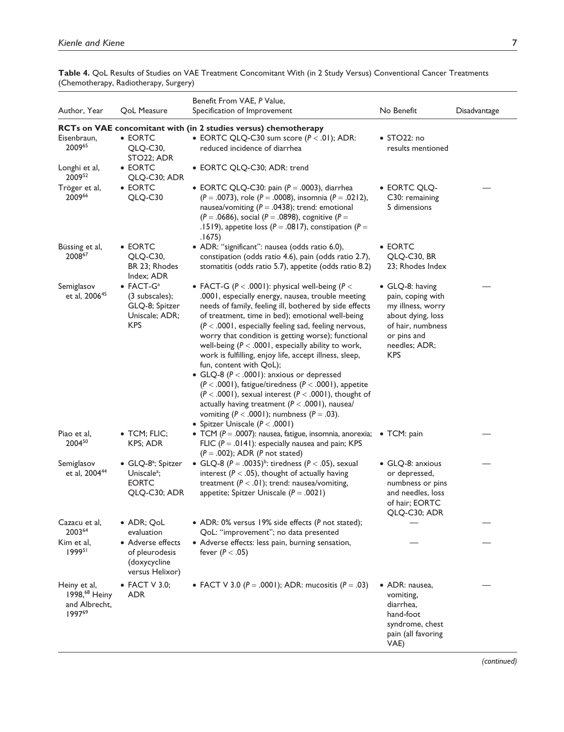**Table 4.** QoL Results of Studies on VAE Treatment Concomitant With (in 2 Study Versus) Conventional Cancer Treatments (Chemotherapy, Radiotherapy, Surgery)

| Author, Year | QoL Measure | Benefit From VAE, P Value, Specification of Improvement | No Benefit | Disadvantage |
|---|---|---|---|---|
| **RCTs on VAE concomitant with (in 2 studies versus) chemotherapy** | | | | |
| Eisenbraun, 2009[65] | • EORTC QLQ-C30, STO22; ADR | • EORTC QLQ-C30 sum score ($P < .01$); ADR: reduced incidence of diarrhea | • STO22: no results mentioned | |
| Longhi et al, 2009[52] | • EORTC QLQ-C30; ADR | • EORTC QLQ-C30; ADR: trend | | |
| Tröger et al, 2009[66] | • EORTC QLQ-C30 | • EORTC QLQ-C30: pain ($P = .0003$), diarrhea ($P = .0073$), role ($P = .0008$), insomnia ($P = .0212$), nausea/vomiting ($P = .0438$); trend: emotional ($P = .0686$), social ($P = .0898$), cognitive ($P = .1519$), appetite loss ($P = .0817$), constipation ($P = .1675$) | • EORTC QLQ-C30: remaining 5 dimensions | — |
| Büssing et al, 2008[67] | • EORTC QLQ-C30, BR 23; Rhodes Index; ADR | • ADR: "significant": nausea (odds ratio 6.0), constipation (odds ratio 4.6), pain (odds ratio 2.7), stomatitis (odds ratio 5.7), appetite (odds ratio 8.2) | • EORTC QLQ-C30, BR 23; Rhodes Index | |
| Semiglasov et al, 2006[45] | • FACT-G[a] (3 subscales); GLQ-8; Spitzer Uniscale; ADR; KPS | • FACT-G ($P < .0001$): physical well-being ($P < .0001$, especially energy, nausea, trouble meeting needs of family, feeling ill, bothered by side effects of treatment, time in bed); emotional well-being ($P < .0001$, especially feeling sad, feeling nervous, worry that condition is getting worse); functional well-being ($P < .0001$, especially ability to work, work is fulfilling, enjoy life, accept illness, sleep, fun, content with QoL); • GLQ-8 ($P < .0001$): anxious or depressed ($P < .0001$), fatigue/tiredness ($P < .0001$), appetite ($P < .0001$), sexual interest ($P < .0001$), thought of actually having treatment ($P < .0001$), nausea/vomiting ($P < .0001$); numbness ($P = .03$). • Spitzer Uniscale ($P < .0001$) | • GLQ-8: having pain, coping with my illness, worry about dying, loss of hair, numbness or pins and needles; ADR; KPS | — |
| Piao et al, 2004[50] | • TCM; FLIC; KPS; ADR | • TCM ($P = .0007$): nausea, fatigue, insomnia, anorexia; FLIC ($P = .0141$): especially nausea and pain; KPS ($P = .002$); ADR (P not stated) | • TCM: pain | — |
| Semiglasov et al, 2004[44] | • GLQ-8[a]; Spitzer Uniscale[a]; EORTC QLQ-C30; ADR | • GLQ-8 ($P = .0035$)[b]: tiredness ($P < .05$), sexual interest ($P < .05$), thought of actually having treatment ($P < .01$); trend: nausea/vomiting, appetite; Spitzer Uniscale ($P = .0021$) | • GLQ-8: anxious or depressed, numbness or pins and needles, loss of hair; EORTC QLQ-C30; ADR | — |
| Cazacu et al, 2003[64] | • ADR; QoL evaluation | • ADR: 0% versus 19% side effects (P not stated); QoL: "improvement"; no data presented | — | — |
| Kim et al, 1999[51] | • Adverse effects of pleurodesis (doxycycline versus Helixor) | • Adverse effects: less pain, burning sensation, fever ($P < .05$) | — | — |
| Heiny et al, 1998,[68] Heiny and Albrecht, 1997[69] | • FACT V 3.0; ADR | • FACT V 3.0 ($P = .0001$); ADR: mucositis ($P = .03$) | • ADR: nausea, vomiting, diarrhea, hand-foot syndrome, chest pain (all favoring VAE) | — |

*(continued)*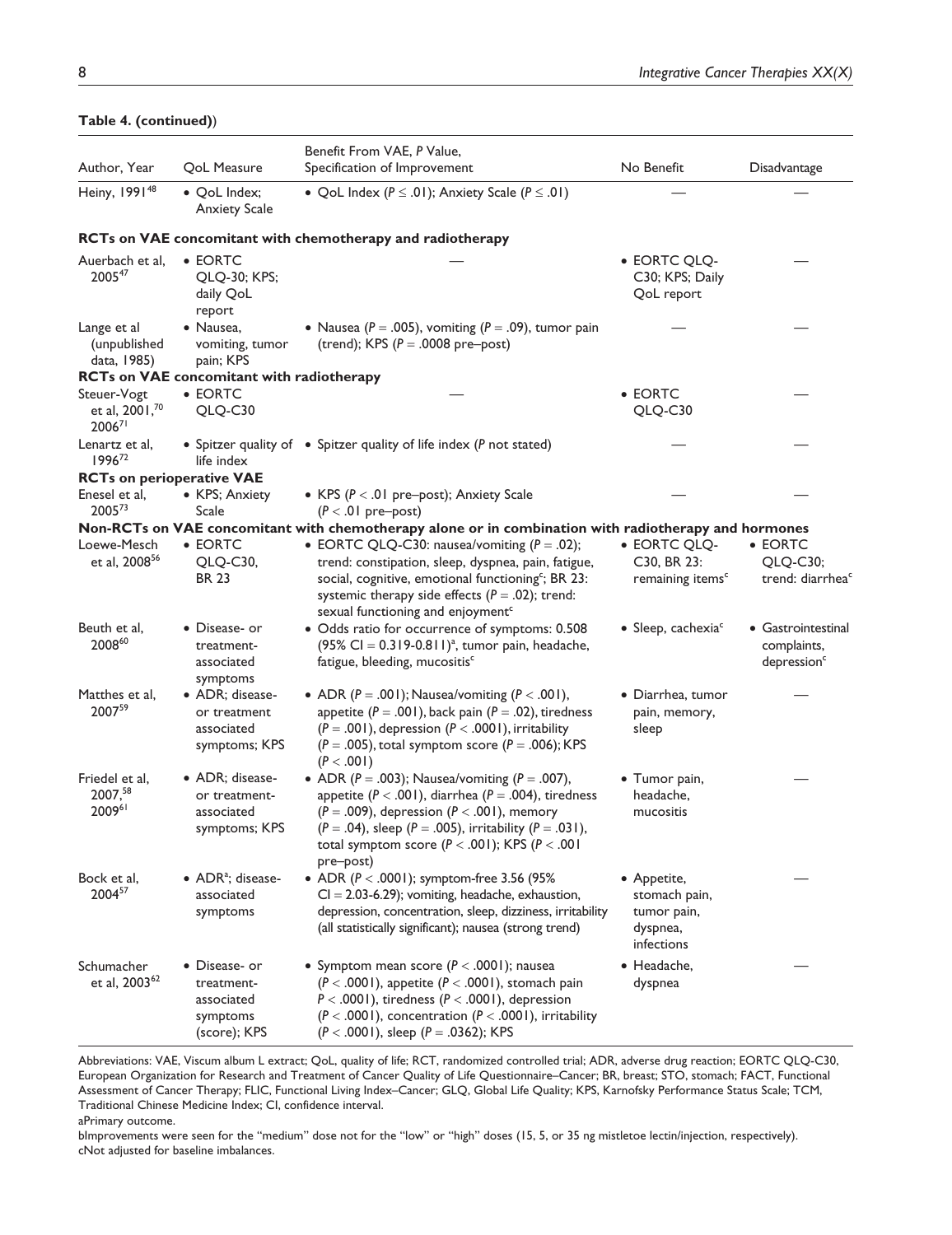**Table 4. (continued))**

| Author, Year | QoL Measure | Benefit From VAE, *P* Value, Specification of Improvement | No Benefit | Disadvantage |
|---|---|---|---|---|
| Heiny, 1991[48] | • QoL Index; Anxiety Scale | • QoL Index ($P \leq .01$); Anxiety Scale ($P \leq .01$) | — | — |
| **RCTs on VAE concomitant with chemotherapy and radiotherapy** | | | | |
| Auerbach et al, 2005[47] | • EORTC QLQ-30; KPS; daily QoL report | — | • EORTC QLQ-C30; KPS; Daily QoL report | — |
| Lange et al (unpublished data, 1985) | • Nausea, vomiting, tumor pain; KPS | • Nausea ($P = .005$), vomiting ($P = .09$), tumor pain (trend); KPS ($P = .0008$ pre–post) | — | — |
| **RCTs on VAE concomitant with radiotherapy** | | | | |
| Steuer-Vogt et al, 2001,[70] 2006[71] | • EORTC QLQ-C30 | — | • EORTC QLQ-C30 | — |
| Lenartz et al, 1996[72] | • Spitzer quality of life index | • Spitzer quality of life index (*P* not stated) | — | — |
| **RCTs on perioperative VAE** | | | | |
| Enesel et al, 2005[73] | • KPS; Anxiety Scale | • KPS ($P < .01$ pre–post); Anxiety Scale ($P < .01$ pre–post) | — | — |
| **Non-RCTs on VAE concomitant with chemotherapy alone or in combination with radiotherapy and hormones** | | | | |
| Loewe-Mesch et al, 2008[56] | • EORTC QLQ-C30, BR 23 | • EORTC QLQ-C30: nausea/vomiting ($P = .02$); trend: constipation, sleep, dyspnea, pain, fatigue, social, cognitive, emotional functioning[c]; BR 23: systemic therapy side effects ($P = .02$); trend: sexual functioning and enjoyment[c] | • EORTC QLQ-C30, BR 23: remaining items[c] | • EORTC QLQ-C30; trend: diarrhea[c] |
| Beuth et al, 2008[60] | • Disease- or treatment-associated symptoms | • Odds ratio for occurrence of symptoms: 0.508 (95% CI = 0.319-0.811)[a], tumor pain, headache, fatigue, bleeding, mucositis[c] | • Sleep, cachexia[c] | • Gastrointestinal complaints, depression[c] |
| Matthes et al, 2007[59] | • ADR; disease- or treatment associated symptoms; KPS | • ADR ($P = .001$); Nausea/vomiting ($P < .001$), appetite ($P = .001$), back pain ($P = .02$), tiredness ($P = .001$), depression ($P < .0001$), irritability ($P = .005$), total symptom score ($P = .006$); KPS ($P < .001$) | • Diarrhea, tumor pain, memory, sleep | — |
| Friedel et al, 2007,[58] 2009[61] | • ADR; disease- or treatment-associated symptoms; KPS | • ADR ($P = .003$); Nausea/vomiting ($P = .007$), appetite ($P < .001$), diarrhea ($P = .004$), tiredness ($P = .009$), depression ($P < .001$), memory ($P = .04$), sleep ($P = .005$), irritability ($P = .031$), total symptom score ($P < .001$); KPS ($P < .001$ pre–post) | • Tumor pain, headache, mucositis | — |
| Bock et al, 2004[57] | • ADR[a]; disease-associated symptoms | • ADR ($P < .0001$); symptom-free 3.56 (95% CI = 2.03-6.29); vomiting, headache, exhaustion, depression, concentration, sleep, dizziness, irritability (all statistically significant); nausea (strong trend) | • Appetite, stomach pain, tumor pain, dyspnea, infections | — |
| Schumacher et al, 2003[62] | • Disease- or treatment-associated symptoms (score); KPS | • Symptom mean score ($P < .0001$); nausea ($P < .0001$), appetite ($P < .0001$), stomach pain $P < .0001$), tiredness ($P < .0001$), depression ($P < .0001$), concentration ($P < .0001$), irritability ($P < .0001$), sleep ($P = .0362$); KPS | • Headache, dyspnea | — |

Abbreviations: VAE, Viscum album L extract; QoL, quality of life; RCT, randomized controlled trial; ADR, adverse drug reaction; EORTC QLQ-C30, European Organization for Research and Treatment of Cancer Quality of Life Questionnaire–Cancer; BR, breast; STO, stomach; FACT, Functional Assessment of Cancer Therapy; FLIC, Functional Living Index–Cancer; GLQ, Global Life Quality; KPS, Karnofsky Performance Status Scale; TCM, Traditional Chinese Medicine Index; CI, confidence interval.

aPrimary outcome.

bImprovements were seen for the "medium" dose not for the "low" or "high" doses (15, 5, or 35 ng mistletoe lectin/injection, respectively).

cNot adjusted for baseline imbalances.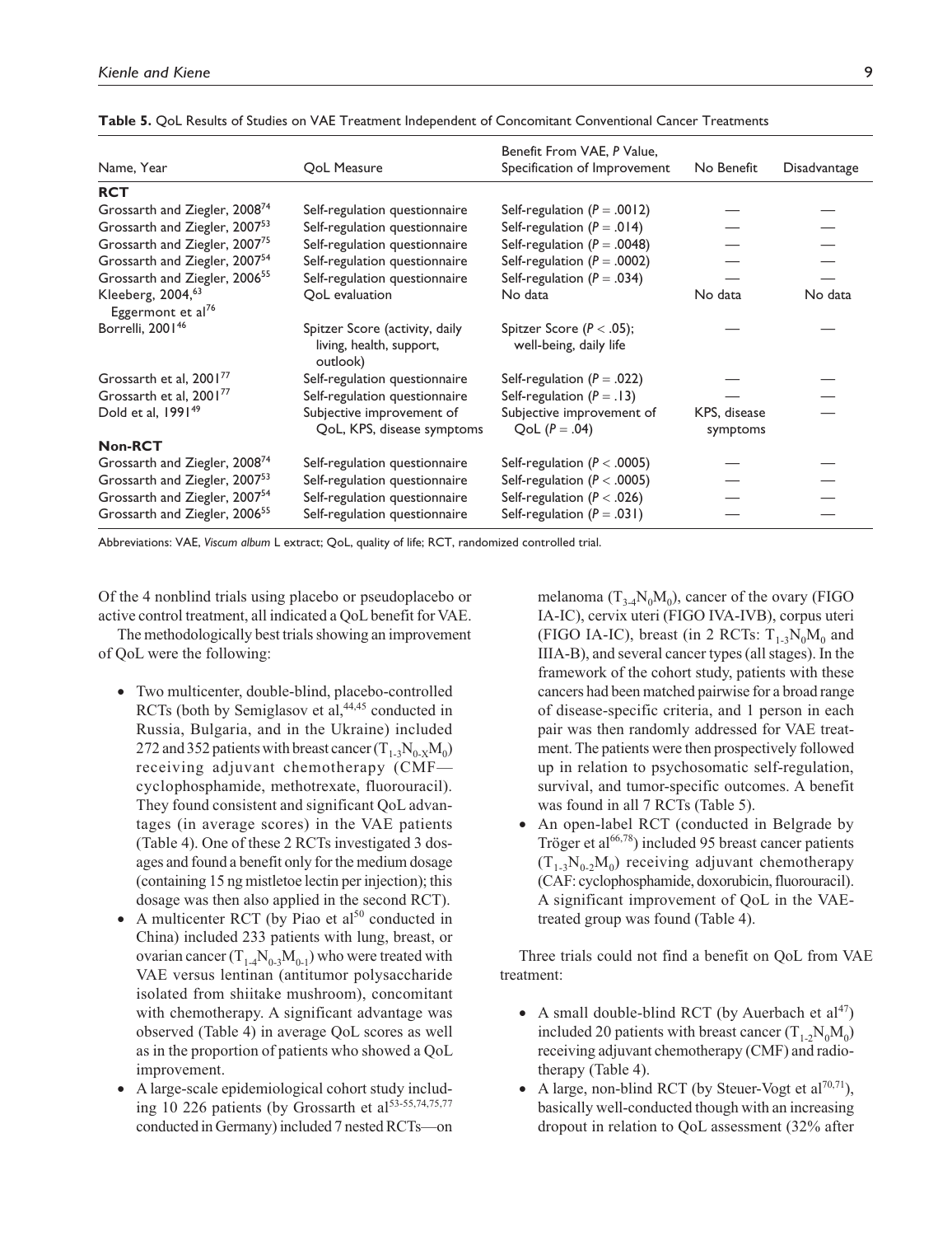**Table 5.** QoL Results of Studies on VAE Treatment Independent of Concomitant Conventional Cancer Treatments

| Name, Year | QoL Measure | Benefit From VAE, P Value, Specification of Improvement | No Benefit | Disadvantage |
|---|---|---|---|---|
| **RCT** | | | | |
| Grossarth and Ziegler, 2008[74] | Self-regulation questionnaire | Self-regulation ($P = .0012$) | — | — |
| Grossarth and Ziegler, 2007[53] | Self-regulation questionnaire | Self-regulation ($P = .014$) | — | — |
| Grossarth and Ziegler, 2007[75] | Self-regulation questionnaire | Self-regulation ($P = .0048$) | — | — |
| Grossarth and Ziegler, 2007[54] | Self-regulation questionnaire | Self-regulation ($P = .0002$) | — | — |
| Grossarth and Ziegler, 2006[55] | Self-regulation questionnaire | Self-regulation ($P = .034$) | — | — |
| Kleeberg, 2004,[63] Eggermont et al[76] | QoL evaluation | No data | No data | No data |
| Borrelli, 2001[46] | Spitzer Score (activity, daily living, health, support, outlook) | Spitzer Score ($P < .05$); well-being, daily life | — | — |
| Grossarth et al, 2001[77] | Self-regulation questionnaire | Self-regulation ($P = .022$) | — | — |
| Grossarth et al, 2001[77] | Self-regulation questionnaire | Self-regulation ($P = .13$) | — | — |
| Dold et al, 1991[49] | Subjective improvement of QoL, KPS, disease symptoms | Subjective improvement of QoL ($P = .04$) | KPS, disease symptoms | — |
| **Non-RCT** | | | | |
| Grossarth and Ziegler, 2008[74] | Self-regulation questionnaire | Self-regulation ($P < .0005$) | — | — |
| Grossarth and Ziegler, 2007[53] | Self-regulation questionnaire | Self-regulation ($P < .0005$) | — | — |
| Grossarth and Ziegler, 2007[54] | Self-regulation questionnaire | Self-regulation ($P < .026$) | — | — |
| Grossarth and Ziegler, 2006[55] | Self-regulation questionnaire | Self-regulation ($P = .031$) | — | — |

Abbreviations: VAE, *Viscum album* L extract; QoL, quality of life; RCT, randomized controlled trial.

Of the 4 nonblind trials using placebo or pseudoplacebo or active control treatment, all indicated a QoL benefit for VAE.

The methodologically best trials showing an improvement of QoL were the following:

- Two multicenter, double-blind, placebo-controlled RCTs (both by Semiglasov et al,[44,45] conducted in Russia, Bulgaria, and in the Ukraine) included 272 and 352 patients with breast cancer ($T_{1-3}N_{0-X}M_0$) receiving adjuvant chemotherapy (CMF—cyclophosphamide, methotrexate, fluorouracil). They found consistent and significant QoL advantages (in average scores) in the VAE patients (Table 4). One of these 2 RCTs investigated 3 dosages and found a benefit only for the medium dosage (containing 15 ng mistletoe lectin per injection); this dosage was then also applied in the second RCT).
- A multicenter RCT (by Piao et al[50] conducted in China) included 233 patients with lung, breast, or ovarian cancer ($T_{1-4}N_{0-3}M_{0-1}$) who were treated with VAE versus lentinan (antitumor polysaccharide isolated from shiitake mushroom), concomitant with chemotherapy. A significant advantage was observed (Table 4) in average QoL scores as well as in the proportion of patients who showed a QoL improvement.
- A large-scale epidemiological cohort study including 10 226 patients (by Grossarth et al[53-55,74,75,77] conducted in Germany) included 7 nested RCTs—on melanoma ($T_{3-4}N_0M_0$), cancer of the ovary (FIGO IA-IC), cervix uteri (FIGO IVA-IVB), corpus uteri (FIGO IA-IC), breast (in 2 RCTs: $T_{1-3}N_0M_0$ and IIIA-B), and several cancer types (all stages). In the framework of the cohort study, patients with these cancers had been matched pairwise for a broad range of disease-specific criteria, and 1 person in each pair was then randomly addressed for VAE treatment. The patients were then prospectively followed up in relation to psychosomatic self-regulation, survival, and tumor-specific outcomes. A benefit was found in all 7 RCTs (Table 5).
- An open-label RCT (conducted in Belgrade by Tröger et al[66,78]) included 95 breast cancer patients ($T_{1-3}N_{0-2}M_0$) receiving adjuvant chemotherapy (CAF: cyclophosphamide, doxorubicin, fluorouracil). A significant improvement of QoL in the VAE-treated group was found (Table 4).

Three trials could not find a benefit on QoL from VAE treatment:

- A small double-blind RCT (by Auerbach et al[47]) included 20 patients with breast cancer ($T_{1-2}N_0M_0$) receiving adjuvant chemotherapy (CMF) and radiotherapy (Table 4).
- A large, non-blind RCT (by Steuer-Vogt et al[70,71]), basically well-conducted though with an increasing dropout in relation to QoL assessment (32% after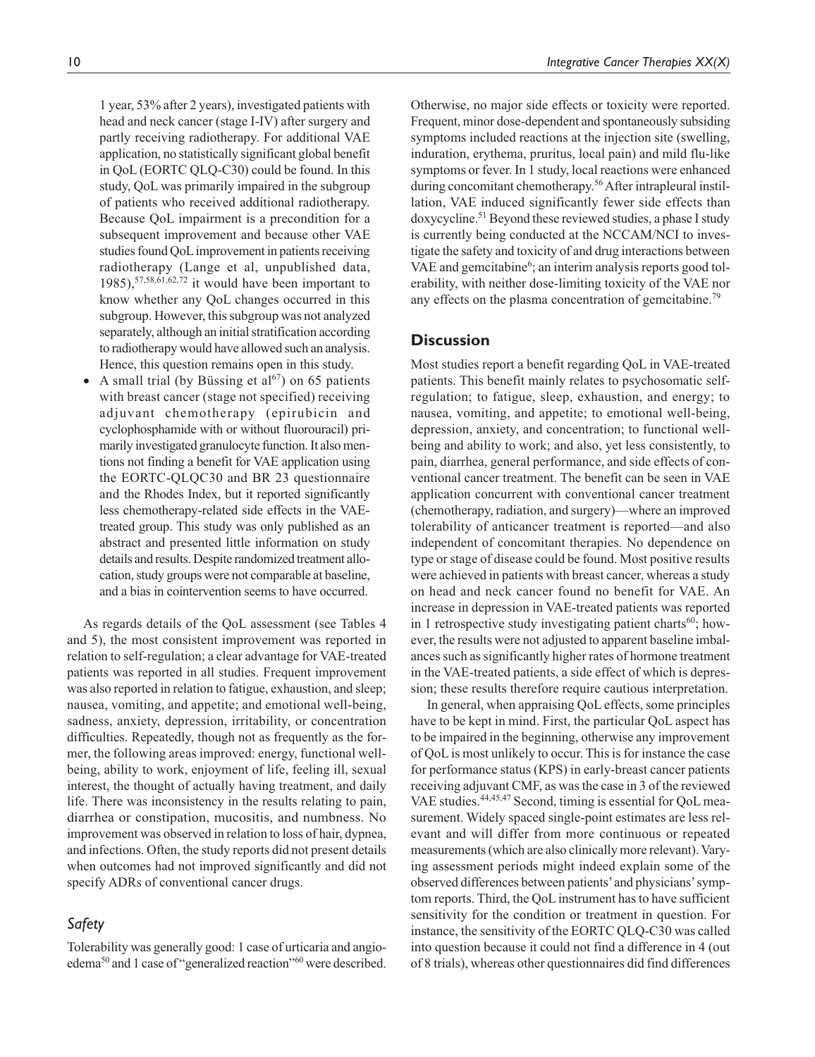1 year, 53% after 2 years), investigated patients with head and neck cancer (stage I-IV) after surgery and partly receiving radiotherapy. For additional VAE application, no statistically significant global benefit in QoL (EORTC QLQ-C30) could be found. In this study, QoL was primarily impaired in the subgroup of patients who received additional radiotherapy. Because QoL impairment is a precondition for a subsequent improvement and because other VAE studies found QoL improvement in patients receiving radiotherapy (Lange et al, unpublished data, 1985),[57,58,61,62,72] it would have been important to know whether any QoL changes occurred in this subgroup. However, this subgroup was not analyzed separately, although an initial stratification according to radiotherapy would have allowed such an analysis. Hence, this question remains open in this study.

- A small trial (by Büssing et al[67]) on 65 patients with breast cancer (stage not specified) receiving adjuvant chemotherapy (epirubicin and cyclophosphamide with or without fluorouracil) primarily investigated granulocyte function. It also mentions not finding a benefit for VAE application using the EORTC-QLQC30 and BR 23 questionnaire and the Rhodes Index, but it reported significantly less chemotherapy-related side effects in the VAE-treated group. This study was only published as an abstract and presented little information on study details and results. Despite randomized treatment allocation, study groups were not comparable at baseline, and a bias in cointervention seems to have occurred.

As regards details of the QoL assessment (see Tables 4 and 5), the most consistent improvement was reported in relation to self-regulation; a clear advantage for VAE-treated patients was reported in all studies. Frequent improvement was also reported in relation to fatigue, exhaustion, and sleep; nausea, vomiting, and appetite; and emotional well-being, sadness, anxiety, depression, irritability, or concentration difficulties. Repeatedly, though not as frequently as the former, the following areas improved: energy, functional well-being, ability to work, enjoyment of life, feeling ill, sexual interest, the thought of actually having treatment, and daily life. There was inconsistency in the results relating to pain, diarrhea or constipation, mucositis, and numbness. No improvement was observed in relation to loss of hair, dypnea, and infections. Often, the study reports did not present details when outcomes had not improved significantly and did not specify ADRs of conventional cancer drugs.

### *Safety*

Tolerability was generally good: 1 case of urticaria and angioedema[50] and 1 case of "generalized reaction"[60] were described. Otherwise, no major side effects or toxicity were reported. Frequent, minor dose-dependent and spontaneously subsiding symptoms included reactions at the injection site (swelling, induration, erythema, pruritus, local pain) and mild flu-like symptoms or fever. In 1 study, local reactions were enhanced during concomitant chemotherapy.[56] After intrapleural instillation, VAE induced significantly fewer side effects than doxycycline.[51] Beyond these reviewed studies, a phase I study is currently being conducted at the NCCAM/NCI to investigate the safety and toxicity of and drug interactions between VAE and gemcitabine[6]; an interim analysis reports good tolerability, with neither dose-limiting toxicity of the VAE nor any effects on the plasma concentration of gemcitabine.[79]

## Discussion

Most studies report a benefit regarding QoL in VAE-treated patients. This benefit mainly relates to psychosomatic self-regulation; to fatigue, sleep, exhaustion, and energy; to nausea, vomiting, and appetite; to emotional well-being, depression, anxiety, and concentration; to functional well-being and ability to work; and also, yet less consistently, to pain, diarrhea, general performance, and side effects of conventional cancer treatment. The benefit can be seen in VAE application concurrent with conventional cancer treatment (chemotherapy, radiation, and surgery)—where an improved tolerability of anticancer treatment is reported—and also independent of concomitant therapies. No dependence on type or stage of disease could be found. Most positive results were achieved in patients with breast cancer, whereas a study on head and neck cancer found no benefit for VAE. An increase in depression in VAE-treated patients was reported in 1 retrospective study investigating patient charts[60]; however, the results were not adjusted to apparent baseline imbalances such as significantly higher rates of hormone treatment in the VAE-treated patients, a side effect of which is depression; these results therefore require cautious interpretation.

In general, when appraising QoL effects, some principles have to be kept in mind. First, the particular QoL aspect has to be impaired in the beginning, otherwise any improvement of QoL is most unlikely to occur. This is for instance the case for performance status (KPS) in early-breast cancer patients receiving adjuvant CMF, as was the case in 3 of the reviewed VAE studies.[44,45,47] Second, timing is essential for QoL measurement. Widely spaced single-point estimates are less relevant and will differ from more continuous or repeated measurements (which are also clinically more relevant). Varying assessment periods might indeed explain some of the observed differences between patients' and physicians' symptom reports. Third, the QoL instrument has to have sufficient sensitivity for the condition or treatment in question. For instance, the sensitivity of the EORTC QLQ-C30 was called into question because it could not find a difference in 4 (out of 8 trials), whereas other questionnaires did find differences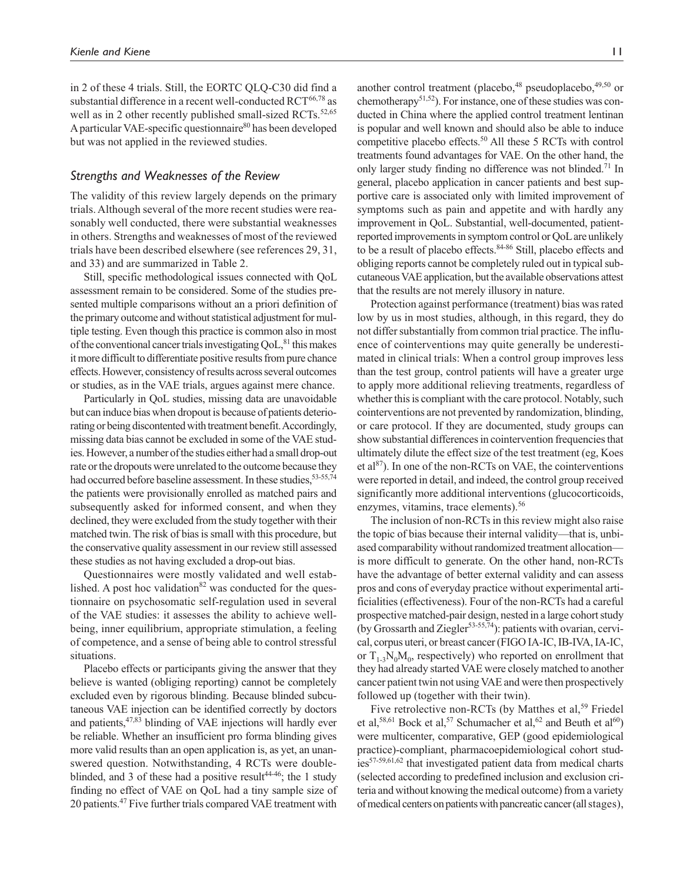in 2 of these 4 trials. Still, the EORTC QLQ-C30 did find a substantial difference in a recent well-conducted RCT[66,78] as well as in 2 other recently published small-sized RCTs.[52,65] A particular VAE-specific questionnaire[80] has been developed but was not applied in the reviewed studies.

## Strengths and Weaknesses of the Review

The validity of this review largely depends on the primary trials. Although several of the more recent studies were reasonably well conducted, there were substantial weaknesses in others. Strengths and weaknesses of most of the reviewed trials have been described elsewhere (see references 29, 31, and 33) and are summarized in Table 2.

Still, specific methodological issues connected with QoL assessment remain to be considered. Some of the studies presented multiple comparisons without an a priori definition of the primary outcome and without statistical adjustment for multiple testing. Even though this practice is common also in most of the conventional cancer trials investigating QoL,[81] this makes it more difficult to differentiate positive results from pure chance effects. However, consistency of results across several outcomes or studies, as in the VAE trials, argues against mere chance.

Particularly in QoL studies, missing data are unavoidable but can induce bias when dropout is because of patients deteriorating or being discontented with treatment benefit. Accordingly, missing data bias cannot be excluded in some of the VAE studies. However, a number of the studies either had a small drop-out rate or the dropouts were unrelated to the outcome because they had occurred before baseline assessment. In these studies,[53-55,74] the patients were provisionally enrolled as matched pairs and subsequently asked for informed consent, and when they declined, they were excluded from the study together with their matched twin. The risk of bias is small with this procedure, but the conservative quality assessment in our review still assessed these studies as not having excluded a drop-out bias.

Questionnaires were mostly validated and well established. A post hoc validation[82] was conducted for the questionnaire on psychosomatic self-regulation used in several of the VAE studies: it assesses the ability to achieve wellbeing, inner equilibrium, appropriate stimulation, a feeling of competence, and a sense of being able to control stressful situations.

Placebo effects or participants giving the answer that they believe is wanted (obliging reporting) cannot be completely excluded even by rigorous blinding. Because blinded subcutaneous VAE injection can be identified correctly by doctors and patients,[47,83] blinding of VAE injections will hardly ever be reliable. Whether an insufficient pro forma blinding gives more valid results than an open application is, as yet, an unanswered question. Notwithstanding, 4 RCTs were double-blinded, and 3 of these had a positive result[44-46]; the 1 study finding no effect of VAE on QoL had a tiny sample size of 20 patients.[47] Five further trials compared VAE treatment with another control treatment (placebo,[48] pseudoplacebo,[49,50] or chemotherapy[51,52]). For instance, one of these studies was conducted in China where the applied control treatment lentinan is popular and well known and should also be able to induce competitive placebo effects.[50] All these 5 RCTs with control treatments found advantages for VAE. On the other hand, the only larger study finding no difference was not blinded.[71] In general, placebo application in cancer patients and best supportive care is associated only with limited improvement of symptoms such as pain and appetite and with hardly any improvement in QoL. Substantial, well-documented, patient-reported improvements in symptom control or QoL are unlikely to be a result of placebo effects.[84-86] Still, placebo effects and obliging reports cannot be completely ruled out in typical subcutaneous VAE application, but the available observations attest that the results are not merely illusory in nature.

Protection against performance (treatment) bias was rated low by us in most studies, although, in this regard, they do not differ substantially from common trial practice. The influence of cointerventions may quite generally be underestimated in clinical trials: When a control group improves less than the test group, control patients will have a greater urge to apply more additional relieving treatments, regardless of whether this is compliant with the care protocol. Notably, such cointerventions are not prevented by randomization, blinding, or care protocol. If they are documented, study groups can show substantial differences in cointervention frequencies that ultimately dilute the effect size of the test treatment (eg, Koes et al[87]). In one of the non-RCTs on VAE, the cointerventions were reported in detail, and indeed, the control group received significantly more additional interventions (glucocorticoids, enzymes, vitamins, trace elements).[56]

The inclusion of non-RCTs in this review might also raise the topic of bias because their internal validity—that is, unbiased comparability without randomized treatment allocation—is more difficult to generate. On the other hand, non-RCTs have the advantage of better external validity and can assess pros and cons of everyday practice without experimental artificialities (effectiveness). Four of the non-RCTs had a careful prospective matched-pair design, nested in a large cohort study (by Grossarth and Ziegler[53-55,74]): patients with ovarian, cervical, corpus uteri, or breast cancer (FIGO IA-IC, IB-IVA, IA-IC, or $T_{1-3}N_0M_0$, respectively) who reported on enrollment that they had already started VAE were closely matched to another cancer patient twin not using VAE and were then prospectively followed up (together with their twin).

Five retrolective non-RCTs (by Matthes et al,[59] Friedel et al,[58,61] Bock et al,[57] Schumacher et al,[62] and Beuth et al[60]) were multicenter, comparative, GEP (good epidemiological practice)-compliant, pharmacoepidemiological cohort studies[57-59,61,62] that investigated patient data from medical charts (selected according to predefined inclusion and exclusion criteria and without knowing the medical outcome) from a variety of medical centers on patients with pancreatic cancer (all stages),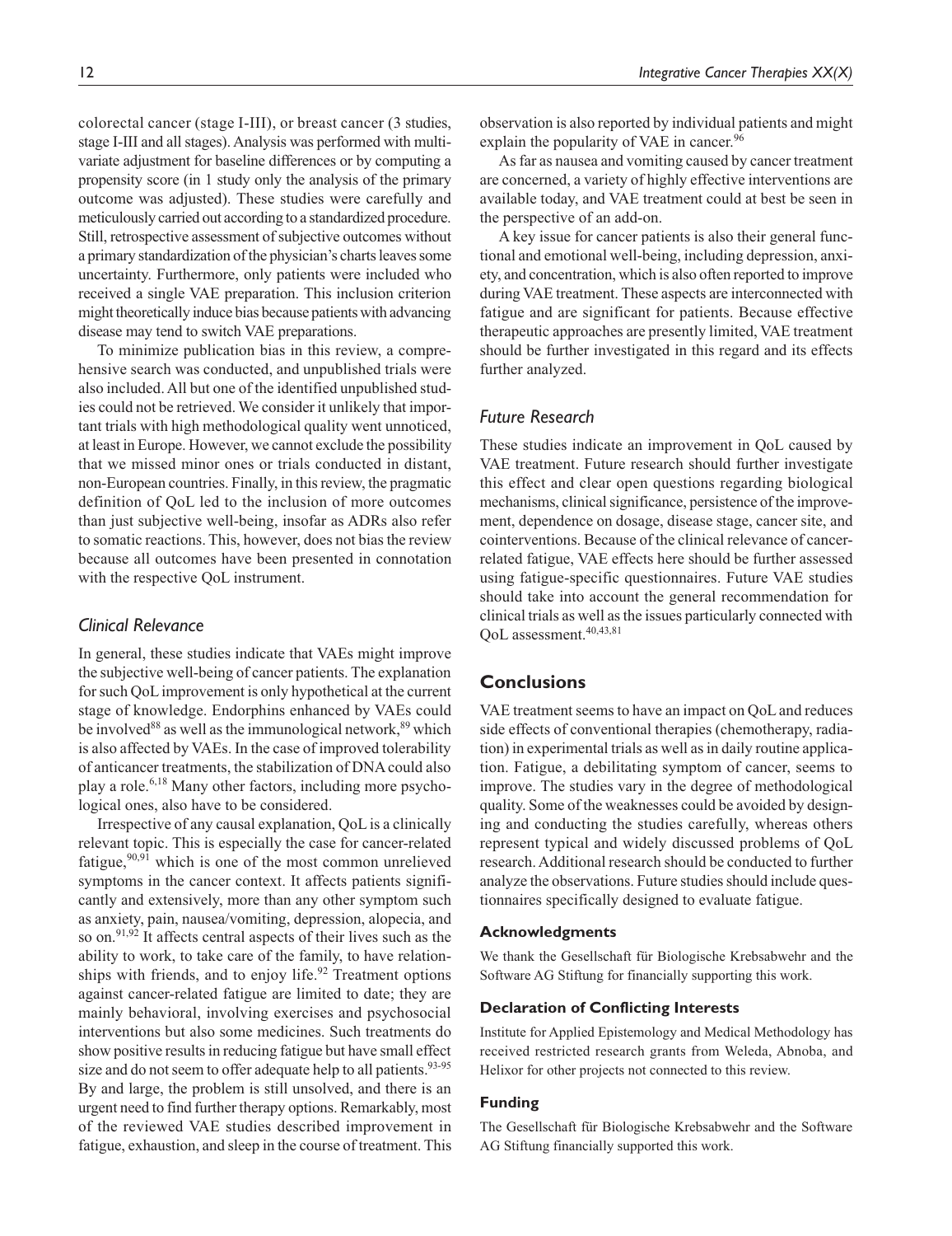colorectal cancer (stage I-III), or breast cancer (3 studies, stage I-III and all stages). Analysis was performed with multivariate adjustment for baseline differences or by computing a propensity score (in 1 study only the analysis of the primary outcome was adjusted). These studies were carefully and meticulously carried out according to a standardized procedure. Still, retrospective assessment of subjective outcomes without a primary standardization of the physician's charts leaves some uncertainty. Furthermore, only patients were included who received a single VAE preparation. This inclusion criterion might theoretically induce bias because patients with advancing disease may tend to switch VAE preparations.

To minimize publication bias in this review, a comprehensive search was conducted, and unpublished trials were also included. All but one of the identified unpublished studies could not be retrieved. We consider it unlikely that important trials with high methodological quality went unnoticed, at least in Europe. However, we cannot exclude the possibility that we missed minor ones or trials conducted in distant, non-European countries. Finally, in this review, the pragmatic definition of QoL led to the inclusion of more outcomes than just subjective well-being, insofar as ADRs also refer to somatic reactions. This, however, does not bias the review because all outcomes have been presented in connotation with the respective QoL instrument.

### *Clinical Relevance*

In general, these studies indicate that VAEs might improve the subjective well-being of cancer patients. The explanation for such QoL improvement is only hypothetical at the current stage of knowledge. Endorphins enhanced by VAEs could be involved[88] as well as the immunological network,[89] which is also affected by VAEs. In the case of improved tolerability of anticancer treatments, the stabilization of DNA could also play a role.[6,18] Many other factors, including more psychological ones, also have to be considered.

Irrespective of any causal explanation, QoL is a clinically relevant topic. This is especially the case for cancer-related fatigue,[90,91] which is one of the most common unrelieved symptoms in the cancer context. It affects patients significantly and extensively, more than any other symptom such as anxiety, pain, nausea/vomiting, depression, alopecia, and so on.[91,92] It affects central aspects of their lives such as the ability to work, to take care of the family, to have relationships with friends, and to enjoy life.[92] Treatment options against cancer-related fatigue are limited to date; they are mainly behavioral, involving exercises and psychosocial interventions but also some medicines. Such treatments do show positive results in reducing fatigue but have small effect size and do not seem to offer adequate help to all patients.[93-95] By and large, the problem is still unsolved, and there is an urgent need to find further therapy options. Remarkably, most of the reviewed VAE studies described improvement in fatigue, exhaustion, and sleep in the course of treatment. This observation is also reported by individual patients and might explain the popularity of VAE in cancer.[96]

As far as nausea and vomiting caused by cancer treatment are concerned, a variety of highly effective interventions are available today, and VAE treatment could at best be seen in the perspective of an add-on.

A key issue for cancer patients is also their general functional and emotional well-being, including depression, anxiety, and concentration, which is also often reported to improve during VAE treatment. These aspects are interconnected with fatigue and are significant for patients. Because effective therapeutic approaches are presently limited, VAE treatment should be further investigated in this regard and its effects further analyzed.

### *Future Research*

These studies indicate an improvement in QoL caused by VAE treatment. Future research should further investigate this effect and clear open questions regarding biological mechanisms, clinical significance, persistence of the improvement, dependence on dosage, disease stage, cancer site, and cointerventions. Because of the clinical relevance of cancer-related fatigue, VAE effects here should be further assessed using fatigue-specific questionnaires. Future VAE studies should take into account the general recommendation for clinical trials as well as the issues particularly connected with QoL assessment.[40,43,81]

## Conclusions

VAE treatment seems to have an impact on QoL and reduces side effects of conventional therapies (chemotherapy, radiation) in experimental trials as well as in daily routine application. Fatigue, a debilitating symptom of cancer, seems to improve. The studies vary in the degree of methodological quality. Some of the weaknesses could be avoided by designing and conducting the studies carefully, whereas others represent typical and widely discussed problems of QoL research. Additional research should be conducted to further analyze the observations. Future studies should include questionnaires specifically designed to evaluate fatigue.

#### Acknowledgments

We thank the Gesellschaft für Biologische Krebsabwehr and the Software AG Stiftung for financially supporting this work.

#### Declaration of Conflicting Interests

Institute for Applied Epistemology and Medical Methodology has received restricted research grants from Weleda, Abnoba, and Helixor for other projects not connected to this review.

#### Funding

The Gesellschaft für Biologische Krebsabwehr and the Software AG Stiftung financially supported this work.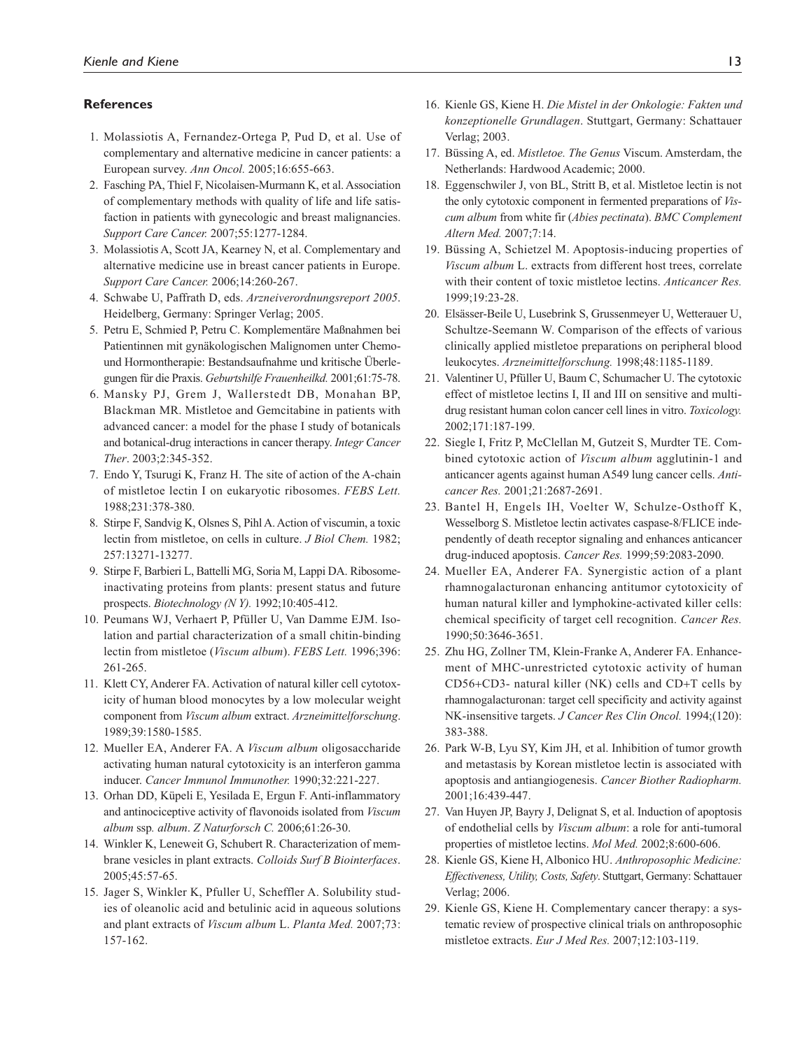## References

1. Molassiotis A, Fernandez-Ortega P, Pud D, et al. Use of complementary and alternative medicine in cancer patients: a European survey. *Ann Oncol.* 2005;16:655-663.
2. Fasching PA, Thiel F, Nicolaisen-Murmann K, et al. Association of complementary methods with quality of life and life satisfaction in patients with gynecologic and breast malignancies. *Support Care Cancer.* 2007;55:1277-1284.
3. Molassiotis A, Scott JA, Kearney N, et al. Complementary and alternative medicine use in breast cancer patients in Europe. *Support Care Cancer.* 2006;14:260-267.
4. Schwabe U, Paffrath D, eds. *Arzneiverordnungsreport 2005*. Heidelberg, Germany: Springer Verlag; 2005.
5. Petru E, Schmied P, Petru C. Komplementäre Maßnahmen bei Patientinnen mit gynäkologischen Malignomen unter Chemo- und Hormontherapie: Bestandsaufnahme und kritische Überlegungen für die Praxis. *Geburtshilfe Frauenheilkd.* 2001;61:75-78.
6. Mansky PJ, Grem J, Wallerstedt DB, Monahan BP, Blackman MR. Mistletoe and Gemcitabine in patients with advanced cancer: a model for the phase I study of botanicals and botanical-drug interactions in cancer therapy. *Integr Cancer Ther*. 2003;2:345-352.
7. Endo Y, Tsurugi K, Franz H. The site of action of the A-chain of mistletoe lectin I on eukaryotic ribosomes. *FEBS Lett.* 1988;231:378-380.
8. Stirpe F, Sandvig K, Olsnes S, Pihl A. Action of viscumin, a toxic lectin from mistletoe, on cells in culture. *J Biol Chem.* 1982; 257:13271-13277.
9. Stirpe F, Barbieri L, Battelli MG, Soria M, Lappi DA. Ribosome-inactivating proteins from plants: present status and future prospects. *Biotechnology (N Y).* 1992;10:405-412.
10. Peumans WJ, Verhaert P, Pfüller U, Van Damme EJM. Isolation and partial characterization of a small chitin-binding lectin from mistletoe (*Viscum album*). *FEBS Lett.* 1996;396: 261-265.
11. Klett CY, Anderer FA. Activation of natural killer cell cytotoxicity of human blood monocytes by a low molecular weight component from *Viscum album* extract. *Arzneimittelforschung*. 1989;39:1580-1585.
12. Mueller EA, Anderer FA. A *Viscum album* oligosaccharide activating human natural cytotoxicity is an interferon gamma inducer. *Cancer Immunol Immunother.* 1990;32:221-227.
13. Orhan DD, Küpeli E, Yesilada E, Ergun F. Anti-inflammatory and antinociceptive activity of flavonoids isolated from *Viscum album* ssp*. album*. *Z Naturforsch C.* 2006;61:26-30.
14. Winkler K, Leneweit G, Schubert R. Characterization of membrane vesicles in plant extracts. *Colloids Surf B Biointerfaces*. 2005;45:57-65.
15. Jager S, Winkler K, Pfuller U, Scheffler A. Solubility studies of oleanolic acid and betulinic acid in aqueous solutions and plant extracts of *Viscum album* L. *Planta Med.* 2007;73: 157-162.
16. Kienle GS, Kiene H. *Die Mistel in der Onkologie: Fakten und konzeptionelle Grundlagen*. Stuttgart, Germany: Schattauer Verlag; 2003.
17. Büssing A, ed. *Mistletoe. The Genus* Viscum. Amsterdam, the Netherlands: Hardwood Academic; 2000.
18. Eggenschwiler J, von BL, Stritt B, et al. Mistletoe lectin is not the only cytotoxic component in fermented preparations of *Viscum album* from white fir (*Abies pectinata*). *BMC Complement Altern Med.* 2007;7:14.
19. Büssing A, Schietzel M. Apoptosis-inducing properties of *Viscum album* L. extracts from different host trees, correlate with their content of toxic mistletoe lectins. *Anticancer Res.* 1999;19:23-28.
20. Elsässer-Beile U, Lusebrink S, Grussenmeyer U, Wetterauer U, Schultze-Seemann W. Comparison of the effects of various clinically applied mistletoe preparations on peripheral blood leukocytes. *Arzneimittelforschung.* 1998;48:1185-1189.
21. Valentiner U, Pfüller U, Baum C, Schumacher U. The cytotoxic effect of mistletoe lectins I, II and III on sensitive and multidrug resistant human colon cancer cell lines in vitro. *Toxicology.* 2002;171:187-199.
22. Siegle I, Fritz P, McClellan M, Gutzeit S, Murdter TE. Combined cytotoxic action of *Viscum album* agglutinin-1 and anticancer agents against human A549 lung cancer cells. *Anticancer Res.* 2001;21:2687-2691.
23. Bantel H, Engels IH, Voelter W, Schulze-Osthoff K, Wesselborg S. Mistletoe lectin activates caspase-8/FLICE independently of death receptor signaling and enhances anticancer drug-induced apoptosis. *Cancer Res.* 1999;59:2083-2090.
24. Mueller EA, Anderer FA. Synergistic action of a plant rhamnogalacturonan enhancing antitumor cytotoxicity of human natural killer and lymphokine-activated killer cells: chemical specificity of target cell recognition. *Cancer Res.* 1990;50:3646-3651.
25. Zhu HG, Zollner TM, Klein-Franke A, Anderer FA. Enhancement of MHC-unrestricted cytotoxic activity of human CD56+CD3- natural killer (NK) cells and CD+T cells by rhamnogalacturonan: target cell specificity and activity against NK-insensitive targets. *J Cancer Res Clin Oncol.* 1994;(120): 383-388.
26. Park W-B, Lyu SY, Kim JH, et al. Inhibition of tumor growth and metastasis by Korean mistletoe lectin is associated with apoptosis and antiangiogenesis. *Cancer Biother Radiopharm.* 2001;16:439-447.
27. Van Huyen JP, Bayry J, Delignat S, et al. Induction of apoptosis of endothelial cells by *Viscum album*: a role for anti-tumoral properties of mistletoe lectins. *Mol Med.* 2002;8:600-606.
28. Kienle GS, Kiene H, Albonico HU. *Anthroposophic Medicine: Effectiveness, Utility, Costs, Safety*. Stuttgart, Germany: Schattauer Verlag; 2006.
29. Kienle GS, Kiene H. Complementary cancer therapy: a systematic review of prospective clinical trials on anthroposophic mistletoe extracts. *Eur J Med Res.* 2007;12:103-119.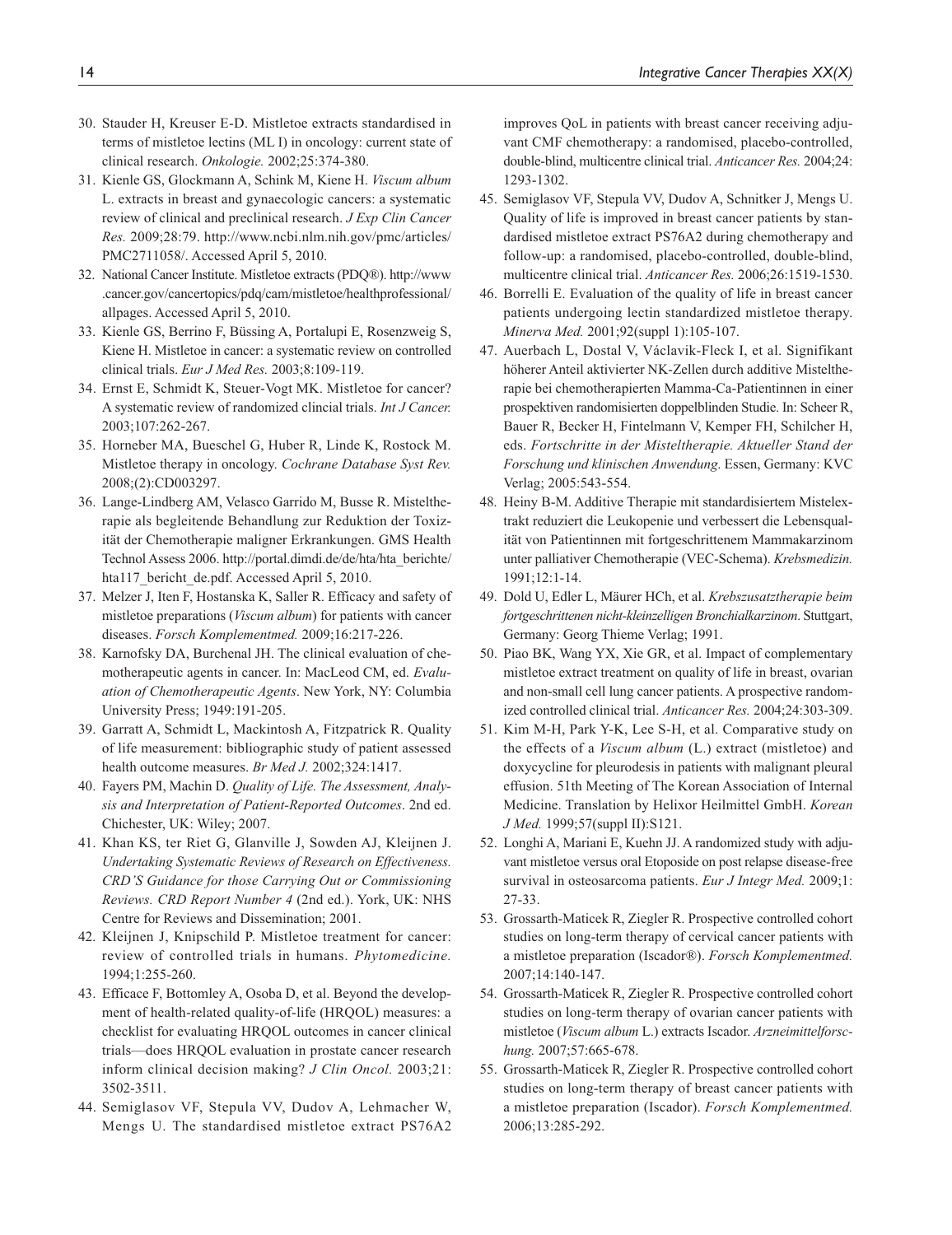30. Stauder H, Kreuser E-D. Mistletoe extracts standardised in terms of mistletoe lectins (ML I) in oncology: current state of clinical research. *Onkologie.* 2002;25:374-380.
31. Kienle GS, Glockmann A, Schink M, Kiene H. *Viscum album* L. extracts in breast and gynaecologic cancers: a systematic review of clinical and preclinical research. *J Exp Clin Cancer Res.* 2009;28:79. http://www.ncbi.nlm.nih.gov/pmc/articles/PMC2711058/. Accessed April 5, 2010.
32. National Cancer Institute. Mistletoe extracts (PDQ®). http://www.cancer.gov/cancertopics/pdq/cam/mistletoe/healthprofessional/allpages. Accessed April 5, 2010.
33. Kienle GS, Berrino F, Büssing A, Portalupi E, Rosenzweig S, Kiene H. Mistletoe in cancer: a systematic review on controlled clinical trials. *Eur J Med Res.* 2003;8:109-119.
34. Ernst E, Schmidt K, Steuer-Vogt MK. Mistletoe for cancer? A systematic review of randomized clincial trials. *Int J Cancer.* 2003;107:262-267.
35. Horneber MA, Bueschel G, Huber R, Linde K, Rostock M. Mistletoe therapy in oncology. *Cochrane Database Syst Rev.* 2008;(2):CD003297.
36. Lange-Lindberg AM, Velasco Garrido M, Busse R. Misteltherapie als begleitende Behandlung zur Reduktion der Toxizität der Chemotherapie maligner Erkrankungen. GMS Health Technol Assess 2006. http://portal.dimdi.de/de/hta/hta_berichte/hta117_bericht_de.pdf. Accessed April 5, 2010.
37. Melzer J, Iten F, Hostanska K, Saller R. Efficacy and safety of mistletoe preparations (*Viscum album*) for patients with cancer diseases. *Forsch Komplementmed.* 2009;16:217-226.
38. Karnofsky DA, Burchenal JH. The clinical evaluation of chemotherapeutic agents in cancer. In: MacLeod CM, ed. *Evaluation of Chemotherapeutic Agents*. New York, NY: Columbia University Press; 1949:191-205.
39. Garratt A, Schmidt L, Mackintosh A, Fitzpatrick R. Quality of life measurement: bibliographic study of patient assessed health outcome measures. *Br Med J.* 2002;324:1417.
40. Fayers PM, Machin D. *Quality of Life. The Assessment, Analysis and Interpretation of Patient-Reported Outcomes*. 2nd ed. Chichester, UK: Wiley; 2007.
41. Khan KS, ter Riet G, Glanville J, Sowden AJ, Kleijnen J. *Undertaking Systematic Reviews of Research on Effectiveness. CRD'S Guidance for those Carrying Out or Commissioning Reviews. CRD Report Number 4* (2nd ed.). York, UK: NHS Centre for Reviews and Dissemination; 2001.
42. Kleijnen J, Knipschild P. Mistletoe treatment for cancer: review of controlled trials in humans. *Phytomedicine.* 1994;1:255-260.
43. Efficace F, Bottomley A, Osoba D, et al. Beyond the development of health-related quality-of-life (HRQOL) measures: a checklist for evaluating HRQOL outcomes in cancer clinical trials—does HRQOL evaluation in prostate cancer research inform clinical decision making? *J Clin Oncol.* 2003;21:3502-3511.
44. Semiglasov VF, Stepula VV, Dudov A, Lehmacher W, Mengs U. The standardised mistletoe extract PS76A2 improves QoL in patients with breast cancer receiving adjuvant CMF chemotherapy: a randomised, placebo-controlled, double-blind, multicentre clinical trial. *Anticancer Res.* 2004;24:1293-1302.
45. Semiglasov VF, Stepula VV, Dudov A, Schnitker J, Mengs U. Quality of life is improved in breast cancer patients by standardised mistletoe extract PS76A2 during chemotherapy and follow-up: a randomised, placebo-controlled, double-blind, multicentre clinical trial. *Anticancer Res.* 2006;26:1519-1530.
46. Borrelli E. Evaluation of the quality of life in breast cancer patients undergoing lectin standardized mistletoe therapy. *Minerva Med.* 2001;92(suppl 1):105-107.
47. Auerbach L, Dostal V, Václavik-Fleck I, et al. Signifikant höherer Anteil aktivierter NK-Zellen durch additive Misteltherapie bei chemotherapierten Mamma-Ca-Patientinnen in einer prospektiven randomisierten doppelblinden Studie. In: Scheer R, Bauer R, Becker H, Fintelmann V, Kemper FH, Schilcher H, eds. *Fortschritte in der Misteltherapie. Aktueller Stand der Forschung und klinischen Anwendung*. Essen, Germany: KVC Verlag; 2005:543-554.
48. Heiny B-M. Additive Therapie mit standardisiertem Mistelextrakt reduziert die Leukopenie und verbessert die Lebensqualität von Patientinnen mit fortgeschrittenem Mammakarzinom unter palliativer Chemotherapie (VEC-Schema). *Krebsmedizin.* 1991;12:1-14.
49. Dold U, Edler L, Mäurer HCh, et al. *Krebszusatztherapie beim fortgeschrittenen nicht-kleinzelligen Bronchialkarzinom*. Stuttgart, Germany: Georg Thieme Verlag; 1991.
50. Piao BK, Wang YX, Xie GR, et al. Impact of complementary mistletoe extract treatment on quality of life in breast, ovarian and non-small cell lung cancer patients. A prospective randomized controlled clinical trial. *Anticancer Res.* 2004;24:303-309.
51. Kim M-H, Park Y-K, Lee S-H, et al. Comparative study on the effects of a *Viscum album* (L.) extract (mistletoe) and doxycycline for pleurodesis in patients with malignant pleural effusion. 51th Meeting of The Korean Association of Internal Medicine. Translation by Helixor Heilmittel GmbH. *Korean J Med.* 1999;57(suppl II):S121.
52. Longhi A, Mariani E, Kuehn JJ. A randomized study with adjuvant mistletoe versus oral Etoposide on post relapse disease-free survival in osteosarcoma patients. *Eur J Integr Med.* 2009;1:27-33.
53. Grossarth-Maticek R, Ziegler R. Prospective controlled cohort studies on long-term therapy of cervical cancer patients with a mistletoe preparation (Iscador®). *Forsch Komplementmed.* 2007;14:140-147.
54. Grossarth-Maticek R, Ziegler R. Prospective controlled cohort studies on long-term therapy of ovarian cancer patients with mistletoe (*Viscum album* L.) extracts Iscador. *Arzneimittelforschung.* 2007;57:665-678.
55. Grossarth-Maticek R, Ziegler R. Prospective controlled cohort studies on long-term therapy of breast cancer patients with a mistletoe preparation (Iscador). *Forsch Komplementmed.* 2006;13:285-292.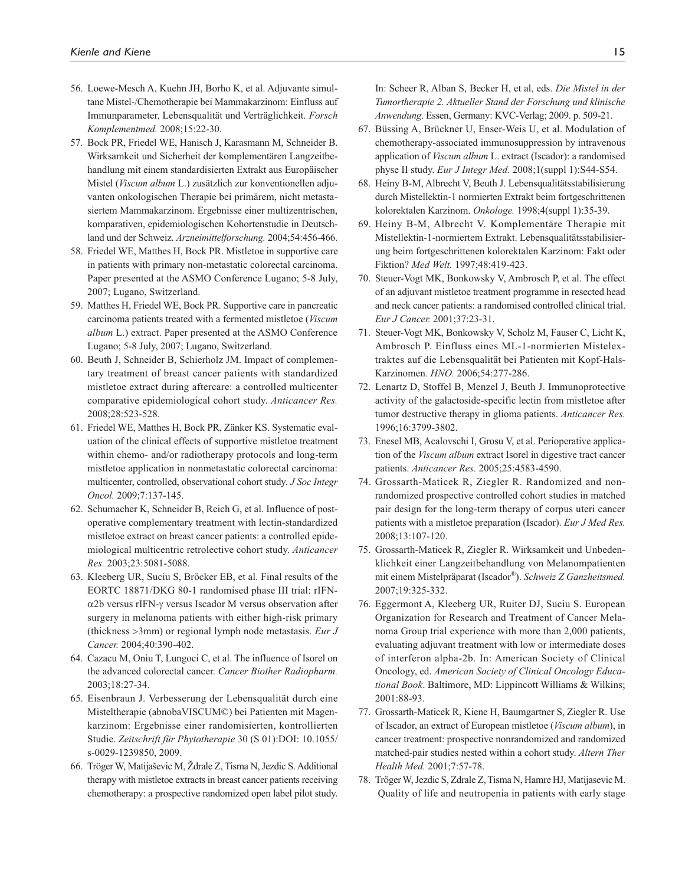56. Loewe-Mesch A, Kuehn JH, Borho K, et al. Adjuvante simultane Mistel-/Chemotherapie bei Mammakarzinom: Einfluss auf Immunparameter, Lebensqualität und Verträglichkeit. *Forsch Komplementmed.* 2008;15:22-30.
57. Bock PR, Friedel WE, Hanisch J, Karasmann M, Schneider B. Wirksamkeit und Sicherheit der komplementären Langzeitbehandlung mit einem standardisierten Extrakt aus Europäischer Mistel (*Viscum album* L.) zusätzlich zur konventionellen adjuvanten onkologischen Therapie bei primärem, nicht metastasiertem Mammakarzinom. Ergebnisse einer multizentrischen, komparativen, epidemiologischen Kohortenstudie in Deutschland und der Schweiz. *Arzneimittelforschung.* 2004;54:456-466.
58. Friedel WE, Matthes H, Bock PR. Mistletoe in supportive care in patients with primary non-metastatic colorectal carcinoma. Paper presented at the ASMO Conference Lugano; 5-8 July, 2007; Lugano, Switzerland.
59. Matthes H, Friedel WE, Bock PR. Supportive care in pancreatic carcinoma patients treated with a fermented mistletoe (*Viscum album* L.) extract. Paper presented at the ASMO Conference Lugano; 5-8 July, 2007; Lugano, Switzerland.
60. Beuth J, Schneider B, Schierholz JM. Impact of complementary treatment of breast cancer patients with standardized mistletoe extract during aftercare: a controlled multicenter comparative epidemiological cohort study. *Anticancer Res.* 2008;28:523-528.
61. Friedel WE, Matthes H, Bock PR, Zänker KS. Systematic evaluation of the clinical effects of supportive mistletoe treatment within chemo- and/or radiotherapy protocols and long-term mistletoe application in nonmetastatic colorectal carcinoma: multicenter, controlled, observational cohort study. *J Soc Integr Oncol.* 2009;7:137-145.
62. Schumacher K, Schneider B, Reich G, et al. Influence of postoperative complementary treatment with lectin-standardized mistletoe extract on breast cancer patients: a controlled epidemiological multicentric retrolective cohort study. *Anticancer Res.* 2003;23:5081-5088.
63. Kleeberg UR, Suciu S, Bröcker EB, et al. Final results of the EORTC 18871/DKG 80-1 randomised phase III trial: rIFN-α2b versus rIFN-γ versus Iscador M versus observation after surgery in melanoma patients with either high-risk primary (thickness >3mm) or regional lymph node metastasis. *Eur J Cancer.* 2004;40:390-402.
64. Cazacu M, Oniu T, Lungoci C, et al. The influence of Isorel on the advanced colorectal cancer. *Cancer Biother Radiopharm.* 2003;18:27-34.
65. Eisenbraun J. Verbesserung der Lebensqualität durch eine Misteltherapie (abnobaVISCUM©) bei Patienten mit Magenkarzinom: Ergebnisse einer randomisierten, kontrollierten Studie. *Zeitschrift für Phytotherapie* 30 (S 01):DOI: 10.1055/s-0029-1239850, 2009.
66. Tröger W, Matijaševic M, Ždrale Z, Tisma N, Jezdic S. Additional therapy with mistletoe extracts in breast cancer patients receiving chemotherapy: a prospective randomized open label pilot study. In: Scheer R, Alban S, Becker H, et al, eds. *Die Mistel in der Tumortherapie 2. Aktueller Stand der Forschung und klinische Anwendung*. Essen, Germany: KVC-Verlag; 2009. p. 509-21.
67. Büssing A, Brückner U, Enser-Weis U, et al. Modulation of chemotherapy-associated immunosuppression by intravenous application of *Viscum album* L. extract (Iscador): a randomised physe II study. *Eur J Integr Med.* 2008;1(suppl 1):S44-S54.
68. Heiny B-M, Albrecht V, Beuth J. Lebensqualitätsstabilisierung durch Mistellektin-1 normierten Extrakt beim fortgeschrittenen kolorektalen Karzinom. *Onkologe.* 1998;4(suppl 1):35-39.
69. Heiny B-M, Albrecht V. Komplementäre Therapie mit Mistellektin-1-normiertem Extrakt. Lebensqualitätsstabilisierung beim fortgeschrittenen kolorektalen Karzinom: Fakt oder Fiktion? *Med Welt.* 1997;48:419-423.
70. Steuer-Vogt MK, Bonkowsky V, Ambrosch P, et al. The effect of an adjuvant mistletoe treatment programme in resected head and neck cancer patients: a randomised controlled clinical trial. *Eur J Cancer.* 2001;37:23-31.
71. Steuer-Vogt MK, Bonkowsky V, Scholz M, Fauser C, Licht K, Ambrosch P. Einfluss eines ML-1-normierten Mistelextraktes auf die Lebensqualität bei Patienten mit Kopf-Hals-Karzinomen. *HNO.* 2006;54:277-286.
72. Lenartz D, Stoffel B, Menzel J, Beuth J. Immunoprotective activity of the galactoside-specific lectin from mistletoe after tumor destructive therapy in glioma patients. *Anticancer Res.* 1996;16:3799-3802.
73. Enesel MB, Acalovschi I, Grosu V, et al. Perioperative application of the *Viscum album* extract Isorel in digestive tract cancer patients. *Anticancer Res.* 2005;25:4583-4590.
74. Grossarth-Maticek R, Ziegler R. Randomized and nonrandomized prospective controlled cohort studies in matched pair design for the long-term therapy of corpus uteri cancer patients with a mistletoe preparation (Iscador). *Eur J Med Res.* 2008;13:107-120.
75. Grossarth-Maticek R, Ziegler R. Wirksamkeit und Unbedenklichkeit einer Langzeitbehandlung von Melanompatienten mit einem Mistelpräparat (Iscador®). *Schweiz Z Ganzheitsmed.* 2007;19:325-332.
76. Eggermont A, Kleeberg UR, Ruiter DJ, Suciu S. European Organization for Research and Treatment of Cancer Melanoma Group trial experience with more than 2,000 patients, evaluating adjuvant treatment with low or intermediate doses of interferon alpha-2b. In: American Society of Clinical Oncology, ed. *American Society of Clinical Oncology Educational Book*. Baltimore, MD: Lippincott Williams & Wilkins; 2001:88-93.
77. Grossarth-Maticek R, Kiene H, Baumgartner S, Ziegler R. Use of Iscador, an extract of European mistletoe (*Viscum album*), in cancer treatment: prospective nonrandomized and randomized matched-pair studies nested within a cohort study. *Altern Ther Health Med.* 2001;7:57-78.
78. Tröger W, Jezdic S, Zdrale Z, Tisma N, Hamre HJ, Matijasevic M. Quality of life and neutropenia in patients with early stage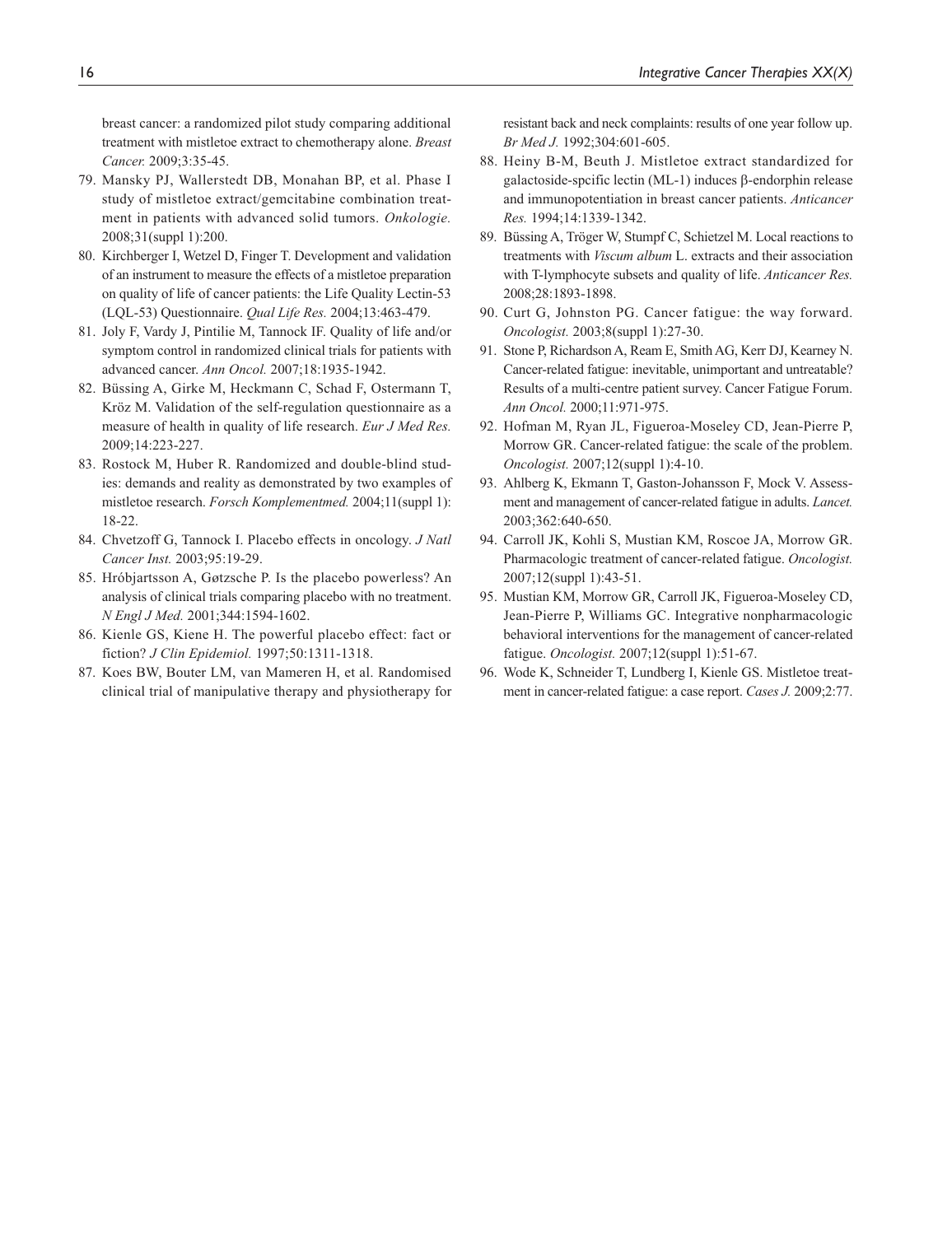breast cancer: a randomized pilot study comparing additional treatment with mistletoe extract to chemotherapy alone. *Breast Cancer.* 2009;3:35-45.

79. Mansky PJ, Wallerstedt DB, Monahan BP, et al. Phase I study of mistletoe extract/gemcitabine combination treatment in patients with advanced solid tumors. *Onkologie.* 2008;31(suppl 1):200.
80. Kirchberger I, Wetzel D, Finger T. Development and validation of an instrument to measure the effects of a mistletoe preparation on quality of life of cancer patients: the Life Quality Lectin-53 (LQL-53) Questionnaire. *Qual Life Res.* 2004;13:463-479.
81. Joly F, Vardy J, Pintilie M, Tannock IF. Quality of life and/or symptom control in randomized clinical trials for patients with advanced cancer. *Ann Oncol.* 2007;18:1935-1942.
82. Büssing A, Girke M, Heckmann C, Schad F, Ostermann T, Kröz M. Validation of the self-regulation questionnaire as a measure of health in quality of life research. *Eur J Med Res.* 2009;14:223-227.
83. Rostock M, Huber R. Randomized and double-blind studies: demands and reality as demonstrated by two examples of mistletoe research. *Forsch Komplementmed.* 2004;11(suppl 1): 18-22.
84. Chvetzoff G, Tannock I. Placebo effects in oncology. *J Natl Cancer Inst.* 2003;95:19-29.
85. Hróbjartsson A, Gøtzsche P. Is the placebo powerless? An analysis of clinical trials comparing placebo with no treatment. *N Engl J Med.* 2001;344:1594-1602.
86. Kienle GS, Kiene H. The powerful placebo effect: fact or fiction? *J Clin Epidemiol.* 1997;50:1311-1318.
87. Koes BW, Bouter LM, van Mameren H, et al. Randomised clinical trial of manipulative therapy and physiotherapy for resistant back and neck complaints: results of one year follow up. *Br Med J.* 1992;304:601-605.
88. Heiny B-M, Beuth J. Mistletoe extract standardized for galactoside-spcific lectin (ML-1) induces β-endorphin release and immunopotentiation in breast cancer patients. *Anticancer Res.* 1994;14:1339-1342.
89. Büssing A, Tröger W, Stumpf C, Schietzel M. Local reactions to treatments with *Viscum album* L. extracts and their association with T-lymphocyte subsets and quality of life. *Anticancer Res.* 2008;28:1893-1898.
90. Curt G, Johnston PG. Cancer fatigue: the way forward. *Oncologist.* 2003;8(suppl 1):27-30.
91. Stone P, Richardson A, Ream E, Smith AG, Kerr DJ, Kearney N. Cancer-related fatigue: inevitable, unimportant and untreatable? Results of a multi-centre patient survey. Cancer Fatigue Forum. *Ann Oncol.* 2000;11:971-975.
92. Hofman M, Ryan JL, Figueroa-Moseley CD, Jean-Pierre P, Morrow GR. Cancer-related fatigue: the scale of the problem. *Oncologist.* 2007;12(suppl 1):4-10.
93. Ahlberg K, Ekmann T, Gaston-Johansson F, Mock V. Assessment and management of cancer-related fatigue in adults. *Lancet.* 2003;362:640-650.
94. Carroll JK, Kohli S, Mustian KM, Roscoe JA, Morrow GR. Pharmacologic treatment of cancer-related fatigue. *Oncologist.* 2007;12(suppl 1):43-51.
95. Mustian KM, Morrow GR, Carroll JK, Figueroa-Moseley CD, Jean-Pierre P, Williams GC. Integrative nonpharmacologic behavioral interventions for the management of cancer-related fatigue. *Oncologist.* 2007;12(suppl 1):51-67.
96. Wode K, Schneider T, Lundberg I, Kienle GS. Mistletoe treatment in cancer-related fatigue: a case report. *Cases J.* 2009;2:77.